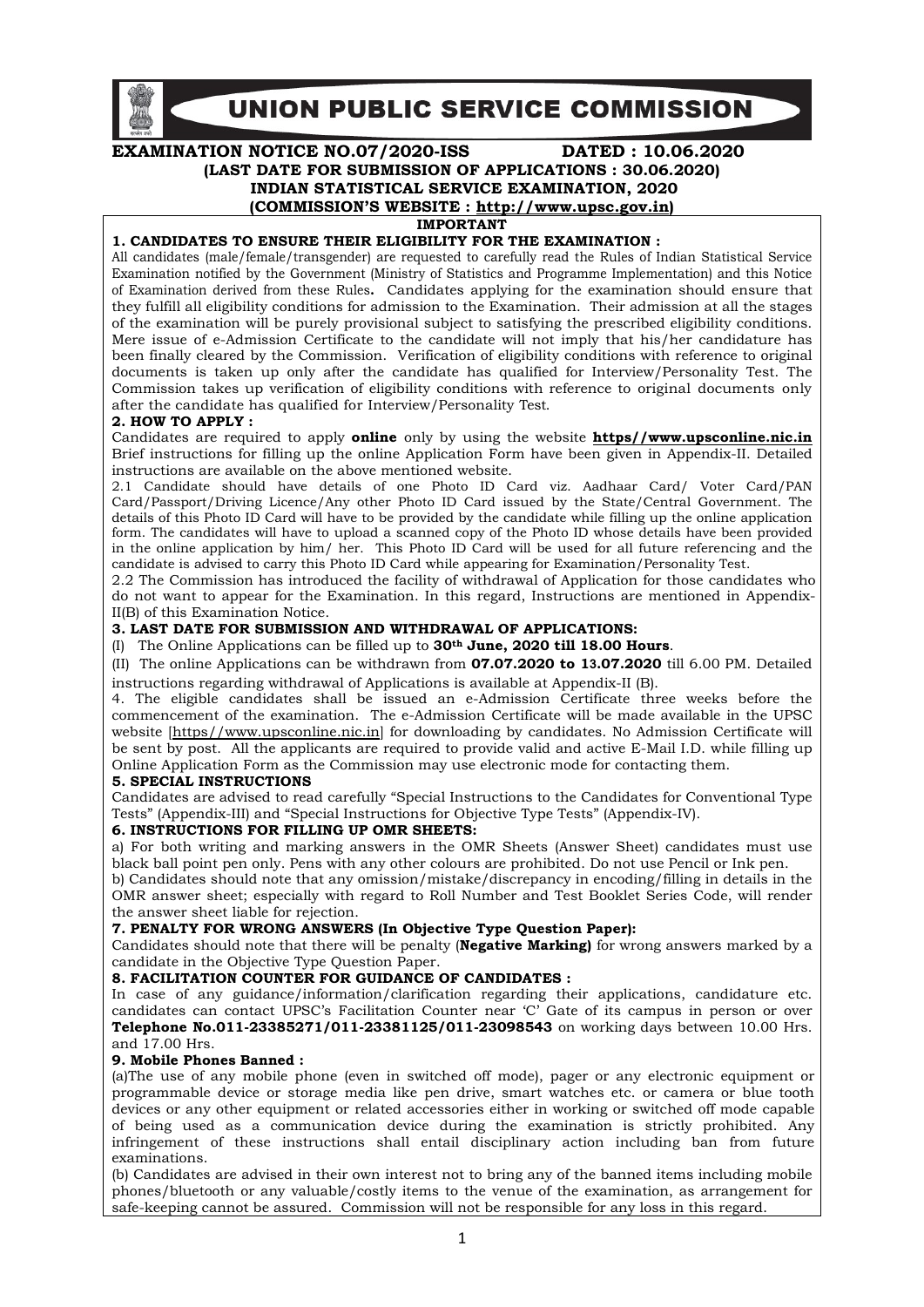# UNION PUBLIC SERVICE COMMISSION

**EXAMINATION NOTICE NO.07/2020-ISS DATED : 10.06.2020**

**(LAST DATE FOR SUBMISSION OF APPLICATIONS : 30.06.2020)**

**INDIAN STATISTICAL SERVICE EXAMINATION, 2020**

**(COMMISSION'S WEBSITE : http://www.upsc.gov.in)**

**IMPORTANT**

**1. CANDIDATES TO ENSURE THEIR ELIGIBILITY FOR THE EXAMINATION :**

All candidates (male/female/transgender) are requested to carefully read the Rules of Indian Statistical Service Examination notified by the Government (Ministry of Statistics and Programme Implementation) and this Notice of Examination derived from these Rules**.** Candidates applying for the examination should ensure that they fulfill all eligibility conditions for admission to the Examination. Their admission at all the stages of the examination will be purely provisional subject to satisfying the prescribed eligibility conditions. Mere issue of e-Admission Certificate to the candidate will not imply that his/her candidature has been finally cleared by the Commission. Verification of eligibility conditions with reference to original documents is taken up only after the candidate has qualified for Interview/Personality Test. The Commission takes up verification of eligibility conditions with reference to original documents only after the candidate has qualified for Interview/Personality Test.

**2. HOW TO APPLY :**

Candidates are required to apply **online** only by using the website **https//www.upsconline.nic.in** Brief instructions for filling up the online Application Form have been given in Appendix-II. Detailed instructions are available on the above mentioned website.

2.1 Candidate should have details of one Photo ID Card viz. Aadhaar Card/ Voter Card/PAN Card/Passport/Driving Licence/Any other Photo ID Card issued by the State/Central Government. The details of this Photo ID Card will have to be provided by the candidate while filling up the online application form. The candidates will have to upload a scanned copy of the Photo ID whose details have been provided in the online application by him/ her. This Photo ID Card will be used for all future referencing and the candidate is advised to carry this Photo ID Card while appearing for Examination/Personality Test.

2.2 The Commission has introduced the facility of withdrawal of Application for those candidates who do not want to appear for the Examination. In this regard, Instructions are mentioned in Appendix-II(B) of this Examination Notice.

**3. LAST DATE FOR SUBMISSION AND WITHDRAWAL OF APPLICATIONS:**

(I) The Online Applications can be filled up to **30th June, 2020 till 18.00 Hours**.

(II) The online Applications can be withdrawn from **07.07.2020 to 13.07.2020** till 6.00 PM. Detailed instructions regarding withdrawal of Applications is available at Appendix-II (B).

4. The eligible candidates shall be issued an e-Admission Certificate three weeks before the commencement of the examination. The e-Admission Certificate will be made available in the UPSC website [https//www.upsconline.nic.in] for downloading by candidates. No Admission Certificate will be sent by post. All the applicants are required to provide valid and active E-Mail I.D. while filling up Online Application Form as the Commission may use electronic mode for contacting them.

**5. SPECIAL INSTRUCTIONS**

Candidates are advised to read carefully "Special Instructions to the Candidates for Conventional Type Tests" (Appendix-III) and "Special Instructions for Objective Type Tests" (Appendix-IV).

**6. INSTRUCTIONS FOR FILLING UP OMR SHEETS:**

a) For both writing and marking answers in the OMR Sheets (Answer Sheet) candidates must use black ball point pen only. Pens with any other colours are prohibited. Do not use Pencil or Ink pen.

b) Candidates should note that any omission/mistake/discrepancy in encoding/filling in details in the OMR answer sheet; especially with regard to Roll Number and Test Booklet Series Code, will render the answer sheet liable for rejection.

**7. PENALTY FOR WRONG ANSWERS (In Objective Type Question Paper):**

Candidates should note that there will be penalty (**Negative Marking)** for wrong answers marked by a candidate in the Objective Type Question Paper.

**8. FACILITATION COUNTER FOR GUIDANCE OF CANDIDATES :**

In case of any guidance/information/clarification regarding their applications, candidature etc. candidates can contact UPSC's Facilitation Counter near 'C' Gate of its campus in person or over **Telephone No.011-23385271/011-23381125/011-23098543** on working days between 10.00 Hrs. and 17.00 Hrs.

**9. Mobile Phones Banned :**

(a)The use of any mobile phone (even in switched off mode), pager or any electronic equipment or programmable device or storage media like pen drive, smart watches etc. or camera or blue tooth devices or any other equipment or related accessories either in working or switched off mode capable of being used as a communication device during the examination is strictly prohibited. Any infringement of these instructions shall entail disciplinary action including ban from future examinations.

(b) Candidates are advised in their own interest not to bring any of the banned items including mobile phones/bluetooth or any valuable/costly items to the venue of the examination, as arrangement for safe-keeping cannot be assured. Commission will not be responsible for any loss in this regard.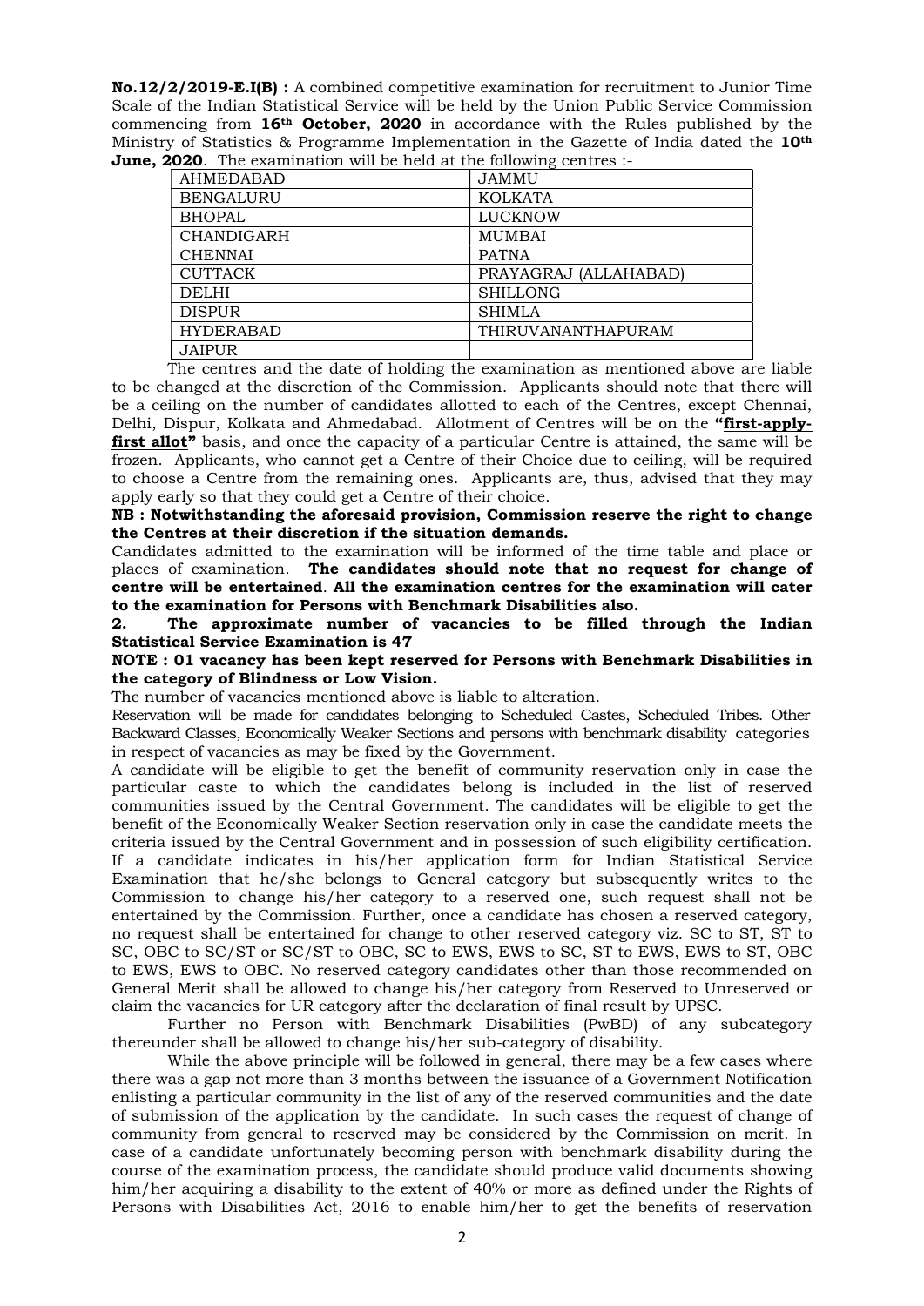**No.12/2/2019-E.I(B) :** A combined competitive examination for recruitment to Junior Time Scale of the Indian Statistical Service will be held by the Union Public Service Commission commencing from **16th October, 2020** in accordance with the Rules published by the Ministry of Statistics & Programme Implementation in the Gazette of India dated the **10th June, 2020**. The examination will be held at the following centres :-

| | |
|---|---|
| AHMEDABAD | JAMMU |
| BENGALURU | KOLKATA |
| BHOPAL | LUCKNOW |
| CHANDIGARH | MUMBAI |
| CHENNAI | PATNA |
| CUTTACK | PRAYAGRAJ (ALLAHABAD) |
| DELHI | SHILLONG |
| DISPUR | SHIMLA |
| HYDERABAD | THIRUVANANTHAPURAM |
| JAIPUR | |

The centres and the date of holding the examination as mentioned above are liable to be changed at the discretion of the Commission. Applicants should note that there will be a ceiling on the number of candidates allotted to each of the Centres, except Chennai, Delhi, Dispur, Kolkata and Ahmedabad. Allotment of Centres will be on the **"first-apply-first allot"** basis, and once the capacity of a particular Centre is attained, the same will be frozen. Applicants, who cannot get a Centre of their Choice due to ceiling, will be required to choose a Centre from the remaining ones. Applicants are, thus, advised that they may apply early so that they could get a Centre of their choice.

**NB : Notwithstanding the aforesaid provision, Commission reserve the right to change the Centres at their discretion if the situation demands.**

Candidates admitted to the examination will be informed of the time table and place or places of examination. **The candidates should note that no request for change of centre will be entertained**. **All the examination centres for the examination will cater to the examination for Persons with Benchmark Disabilities also.**

**2. The approximate number of vacancies to be filled through the Indian Statistical Service Examination is 47**

**NOTE : 01 vacancy has been kept reserved for Persons with Benchmark Disabilities in the category of Blindness or Low Vision.**

The number of vacancies mentioned above is liable to alteration.

Reservation will be made for candidates belonging to Scheduled Castes, Scheduled Tribes. Other Backward Classes, Economically Weaker Sections and persons with benchmark disability categories in respect of vacancies as may be fixed by the Government.

A candidate will be eligible to get the benefit of community reservation only in case the particular caste to which the candidates belong is included in the list of reserved communities issued by the Central Government. The candidates will be eligible to get the benefit of the Economically Weaker Section reservation only in case the candidate meets the criteria issued by the Central Government and in possession of such eligibility certification. If a candidate indicates in his/her application form for Indian Statistical Service Examination that he/she belongs to General category but subsequently writes to the Commission to change his/her category to a reserved one, such request shall not be entertained by the Commission. Further, once a candidate has chosen a reserved category, no request shall be entertained for change to other reserved category viz. SC to ST, ST to SC, OBC to SC/ST or SC/ST to OBC, SC to EWS, EWS to SC, ST to EWS, EWS to ST, OBC to EWS, EWS to OBC. No reserved category candidates other than those recommended on General Merit shall be allowed to change his/her category from Reserved to Unreserved or claim the vacancies for UR category after the declaration of final result by UPSC.

Further no Person with Benchmark Disabilities (PwBD) of any subcategory thereunder shall be allowed to change his/her sub-category of disability.

While the above principle will be followed in general, there may be a few cases where there was a gap not more than 3 months between the issuance of a Government Notification enlisting a particular community in the list of any of the reserved communities and the date of submission of the application by the candidate. In such cases the request of change of community from general to reserved may be considered by the Commission on merit. In case of a candidate unfortunately becoming person with benchmark disability during the course of the examination process, the candidate should produce valid documents showing him/her acquiring a disability to the extent of 40% or more as defined under the Rights of Persons with Disabilities Act, 2016 to enable him/her to get the benefits of reservation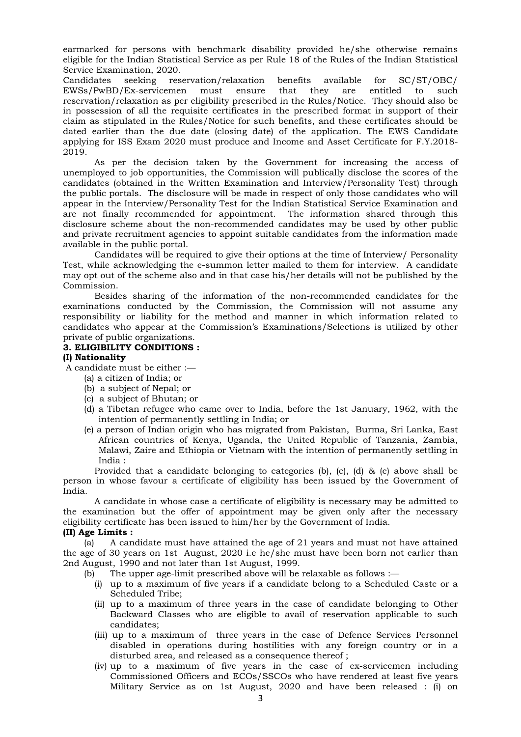earmarked for persons with benchmark disability provided he/she otherwise remains eligible for the Indian Statistical Service as per Rule 18 of the Rules of the Indian Statistical Service Examination, 2020.

Candidates seeking reservation/relaxation benefits available for SC/ST/OBC/ EWSs/PwBD/Ex-servicemen must ensure that they are entitled to such reservation/relaxation as per eligibility prescribed in the Rules/Notice. They should also be in possession of all the requisite certificates in the prescribed format in support of their claim as stipulated in the Rules/Notice for such benefits, and these certificates should be dated earlier than the due date (closing date) of the application. The EWS Candidate applying for ISS Exam 2020 must produce and Income and Asset Certificate for F.Y.2018-2019.

As per the decision taken by the Government for increasing the access of unemployed to job opportunities, the Commission will publically disclose the scores of the candidates (obtained in the Written Examination and Interview/Personality Test) through the public portals. The disclosure will be made in respect of only those candidates who will appear in the Interview/Personality Test for the Indian Statistical Service Examination and are not finally recommended for appointment. The information shared through this disclosure scheme about the non-recommended candidates may be used by other public and private recruitment agencies to appoint suitable candidates from the information made available in the public portal.

Candidates will be required to give their options at the time of Interview/ Personality Test, while acknowledging the e-summon letter mailed to them for interview. A candidate may opt out of the scheme also and in that case his/her details will not be published by the Commission.

Besides sharing of the information of the non-recommended candidates for the examinations conducted by the Commission, the Commission will not assume any responsibility or liability for the method and manner in which information related to candidates who appear at the Commission's Examinations/Selections is utilized by other private of public organizations.

**3. ELIGIBILITY CONDITIONS :**

**(I) Nationality**

A candidate must be either :—

(a) a citizen of India; or

(b) a subject of Nepal; or

(c) a subject of Bhutan; or

(d) a Tibetan refugee who came over to India, before the 1st January, 1962, with the intention of permanently settling in India; or

(e) a person of Indian origin who has migrated from Pakistan, Burma, Sri Lanka, East African countries of Kenya, Uganda, the United Republic of Tanzania, Zambia, Malawi, Zaire and Ethiopia or Vietnam with the intention of permanently settling in India :

Provided that a candidate belonging to categories (b), (c), (d) & (e) above shall be person in whose favour a certificate of eligibility has been issued by the Government of India.

A candidate in whose case a certificate of eligibility is necessary may be admitted to the examination but the offer of appointment may be given only after the necessary eligibility certificate has been issued to him/her by the Government of India.

**(II) Age Limits :**

(a) A candidate must have attained the age of 21 years and must not have attained the age of 30 years on 1st August, 2020 i.e he/she must have been born not earlier than 2nd August, 1990 and not later than 1st August, 1999.

(b) The upper age-limit prescribed above will be relaxable as follows :—

(i) up to a maximum of five years if a candidate belong to a Scheduled Caste or a Scheduled Tribe;

(ii) up to a maximum of three years in the case of candidate belonging to Other Backward Classes who are eligible to avail of reservation applicable to such candidates;

(iii) up to a maximum of three years in the case of Defence Services Personnel disabled in operations during hostilities with any foreign country or in a disturbed area, and released as a consequence thereof ;

(iv) up to a maximum of five years in the case of ex-servicemen including Commissioned Officers and ECOs/SSCOs who have rendered at least five years Military Service as on 1st August, 2020 and have been released : (i) on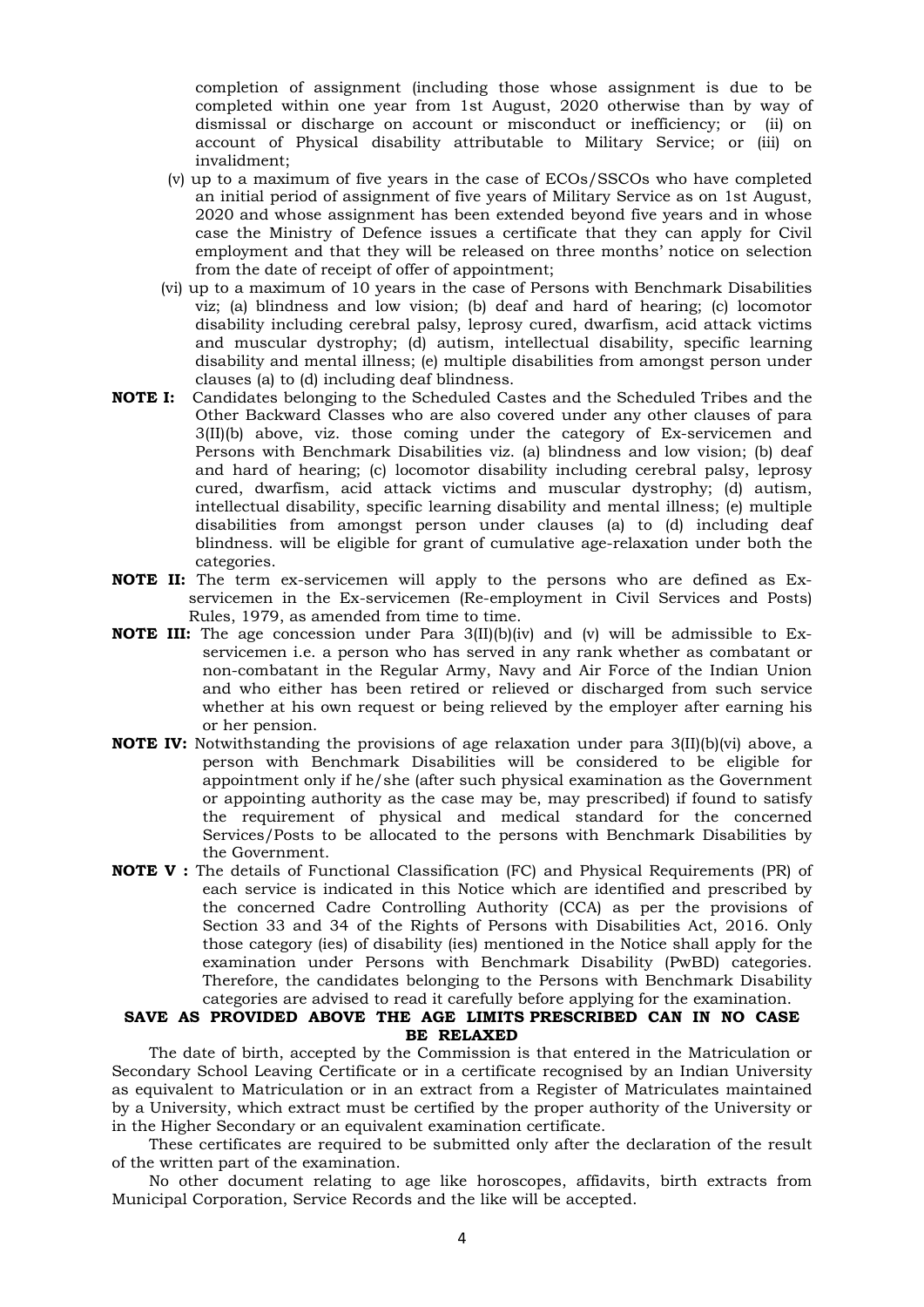completion of assignment (including those whose assignment is due to be completed within one year from 1st August, 2020 otherwise than by way of dismissal or discharge on account or misconduct or inefficiency; or (ii) on account of Physical disability attributable to Military Service; or (iii) on invalidment;

(v) up to a maximum of five years in the case of ECOs/SSCOs who have completed an initial period of assignment of five years of Military Service as on 1st August, 2020 and whose assignment has been extended beyond five years and in whose case the Ministry of Defence issues a certificate that they can apply for Civil employment and that they will be released on three months' notice on selection from the date of receipt of offer of appointment;

(vi) up to a maximum of 10 years in the case of Persons with Benchmark Disabilities viz; (a) blindness and low vision; (b) deaf and hard of hearing; (c) locomotor disability including cerebral palsy, leprosy cured, dwarfism, acid attack victims and muscular dystrophy; (d) autism, intellectual disability, specific learning disability and mental illness; (e) multiple disabilities from amongst person under clauses (a) to (d) including deaf blindness.

**NOTE I:** Candidates belonging to the Scheduled Castes and the Scheduled Tribes and the Other Backward Classes who are also covered under any other clauses of para 3(II)(b) above, viz. those coming under the category of Ex-servicemen and Persons with Benchmark Disabilities viz. (a) blindness and low vision; (b) deaf and hard of hearing; (c) locomotor disability including cerebral palsy, leprosy cured, dwarfism, acid attack victims and muscular dystrophy; (d) autism, intellectual disability, specific learning disability and mental illness; (e) multiple disabilities from amongst person under clauses (a) to (d) including deaf blindness. will be eligible for grant of cumulative age-relaxation under both the categories.

**NOTE II:** The term ex-servicemen will apply to the persons who are defined as Ex-servicemen in the Ex-servicemen (Re-employment in Civil Services and Posts) Rules, 1979, as amended from time to time.

**NOTE III:** The age concession under Para 3(II)(b)(iv) and (v) will be admissible to Ex-servicemen i.e. a person who has served in any rank whether as combatant or non-combatant in the Regular Army, Navy and Air Force of the Indian Union and who either has been retired or relieved or discharged from such service whether at his own request or being relieved by the employer after earning his or her pension.

**NOTE IV:** Notwithstanding the provisions of age relaxation under para 3(II)(b)(vi) above, a person with Benchmark Disabilities will be considered to be eligible for appointment only if he/she (after such physical examination as the Government or appointing authority as the case may be, may prescribed) if found to satisfy the requirement of physical and medical standard for the concerned Services/Posts to be allocated to the persons with Benchmark Disabilities by the Government.

**NOTE V :** The details of Functional Classification (FC) and Physical Requirements (PR) of each service is indicated in this Notice which are identified and prescribed by the concerned Cadre Controlling Authority (CCA) as per the provisions of Section 33 and 34 of the Rights of Persons with Disabilities Act, 2016. Only those category (ies) of disability (ies) mentioned in the Notice shall apply for the examination under Persons with Benchmark Disability (PwBD) categories. Therefore, the candidates belonging to the Persons with Benchmark Disability categories are advised to read it carefully before applying for the examination.

**SAVE AS PROVIDED ABOVE THE AGE LIMITS PRESCRIBED CAN IN NO CASE BE RELAXED**

The date of birth, accepted by the Commission is that entered in the Matriculation or Secondary School Leaving Certificate or in a certificate recognised by an Indian University as equivalent to Matriculation or in an extract from a Register of Matriculates maintained by a University, which extract must be certified by the proper authority of the University or in the Higher Secondary or an equivalent examination certificate.

These certificates are required to be submitted only after the declaration of the result of the written part of the examination.

No other document relating to age like horoscopes, affidavits, birth extracts from Municipal Corporation, Service Records and the like will be accepted.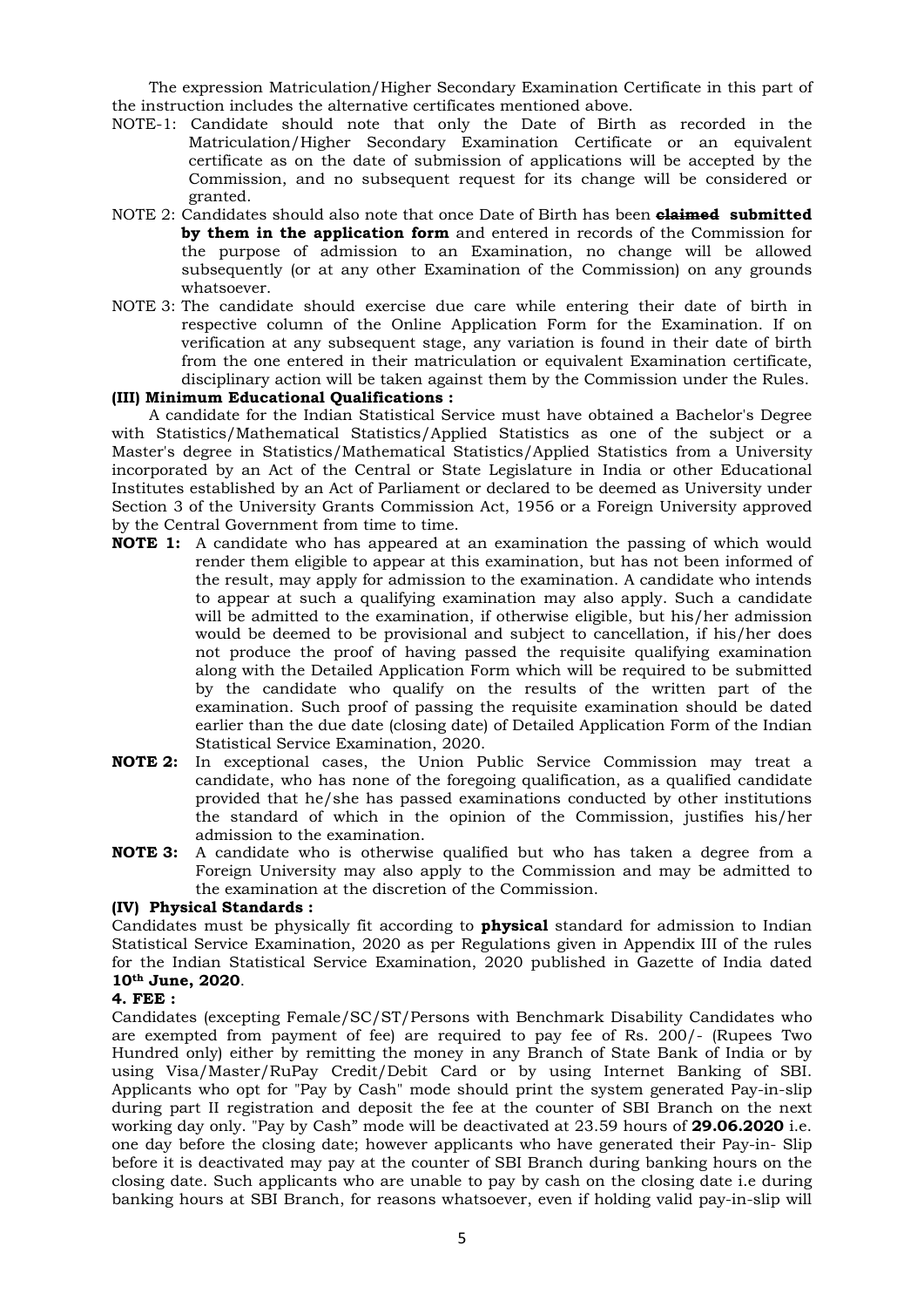The expression Matriculation/Higher Secondary Examination Certificate in this part of the instruction includes the alternative certificates mentioned above.

NOTE-1: Candidate should note that only the Date of Birth as recorded in the Matriculation/Higher Secondary Examination Certificate or an equivalent certificate as on the date of submission of applications will be accepted by the Commission, and no subsequent request for its change will be considered or granted.

NOTE 2: Candidates should also note that once Date of Birth has been ~~claimed~~ **submitted by them in the application form** and entered in records of the Commission for the purpose of admission to an Examination, no change will be allowed subsequently (or at any other Examination of the Commission) on any grounds whatsoever.

NOTE 3: The candidate should exercise due care while entering their date of birth in respective column of the Online Application Form for the Examination. If on verification at any subsequent stage, any variation is found in their date of birth from the one entered in their matriculation or equivalent Examination certificate, disciplinary action will be taken against them by the Commission under the Rules.

**(III) Minimum Educational Qualifications :**

A candidate for the Indian Statistical Service must have obtained a Bachelor's Degree with Statistics/Mathematical Statistics/Applied Statistics as one of the subject or a Master's degree in Statistics/Mathematical Statistics/Applied Statistics from a University incorporated by an Act of the Central or State Legislature in India or other Educational Institutes established by an Act of Parliament or declared to be deemed as University under Section 3 of the University Grants Commission Act, 1956 or a Foreign University approved by the Central Government from time to time.

**NOTE 1:** A candidate who has appeared at an examination the passing of which would render them eligible to appear at this examination, but has not been informed of the result, may apply for admission to the examination. A candidate who intends to appear at such a qualifying examination may also apply. Such a candidate will be admitted to the examination, if otherwise eligible, but his/her admission would be deemed to be provisional and subject to cancellation, if his/her does not produce the proof of having passed the requisite qualifying examination along with the Detailed Application Form which will be required to be submitted by the candidate who qualify on the results of the written part of the examination. Such proof of passing the requisite examination should be dated earlier than the due date (closing date) of Detailed Application Form of the Indian Statistical Service Examination, 2020.

**NOTE 2:** In exceptional cases, the Union Public Service Commission may treat a candidate, who has none of the foregoing qualification, as a qualified candidate provided that he/she has passed examinations conducted by other institutions the standard of which in the opinion of the Commission, justifies his/her admission to the examination.

**NOTE 3:** A candidate who is otherwise qualified but who has taken a degree from a Foreign University may also apply to the Commission and may be admitted to the examination at the discretion of the Commission.

**(IV) Physical Standards :**

Candidates must be physically fit according to **physical** standard for admission to Indian Statistical Service Examination, 2020 as per Regulations given in Appendix III of the rules for the Indian Statistical Service Examination, 2020 published in Gazette of India dated **10th June, 2020**.

**4. FEE :**

Candidates (excepting Female/SC/ST/Persons with Benchmark Disability Candidates who are exempted from payment of fee) are required to pay fee of Rs. 200/- (Rupees Two Hundred only) either by remitting the money in any Branch of State Bank of India or by using Visa/Master/RuPay Credit/Debit Card or by using Internet Banking of SBI. Applicants who opt for "Pay by Cash" mode should print the system generated Pay-in-slip during part II registration and deposit the fee at the counter of SBI Branch on the next working day only. "Pay by Cash" mode will be deactivated at 23.59 hours of **29.06.2020** i.e. one day before the closing date; however applicants who have generated their Pay-in- Slip before it is deactivated may pay at the counter of SBI Branch during banking hours on the closing date. Such applicants who are unable to pay by cash on the closing date i.e during banking hours at SBI Branch, for reasons whatsoever, even if holding valid pay-in-slip will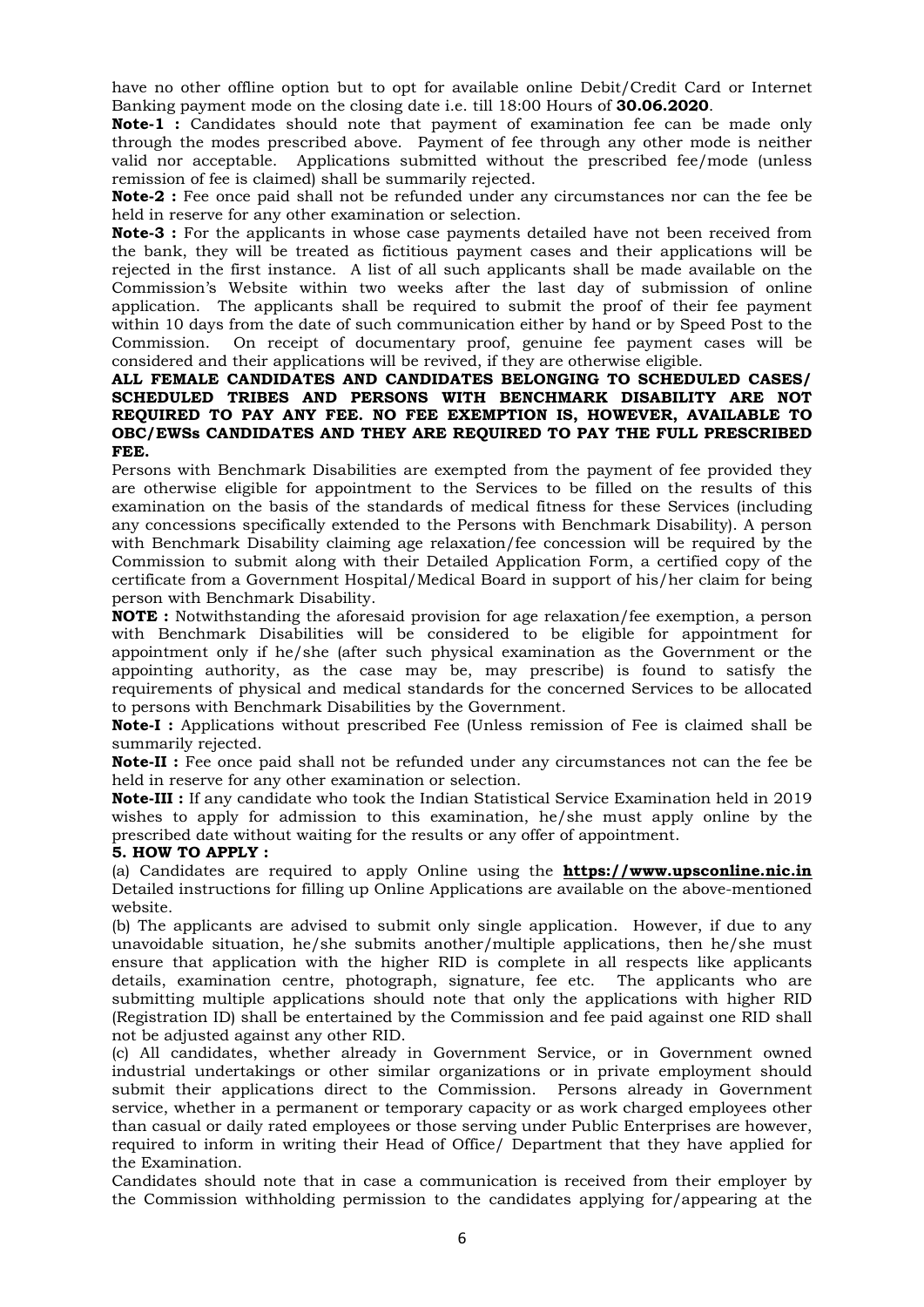have no other offline option but to opt for available online Debit/Credit Card or Internet Banking payment mode on the closing date i.e. till 18:00 Hours of **30.06.2020**.

**Note-1 :** Candidates should note that payment of examination fee can be made only through the modes prescribed above. Payment of fee through any other mode is neither valid nor acceptable. Applications submitted without the prescribed fee/mode (unless remission of fee is claimed) shall be summarily rejected.

**Note-2 :** Fee once paid shall not be refunded under any circumstances nor can the fee be held in reserve for any other examination or selection.

**Note-3 :** For the applicants in whose case payments detailed have not been received from the bank, they will be treated as fictitious payment cases and their applications will be rejected in the first instance. A list of all such applicants shall be made available on the Commission's Website within two weeks after the last day of submission of online application. The applicants shall be required to submit the proof of their fee payment within 10 days from the date of such communication either by hand or by Speed Post to the Commission. On receipt of documentary proof, genuine fee payment cases will be considered and their applications will be revived, if they are otherwise eligible.

**ALL FEMALE CANDIDATES AND CANDIDATES BELONGING TO SCHEDULED CASES/ SCHEDULED TRIBES AND PERSONS WITH BENCHMARK DISABILITY ARE NOT REQUIRED TO PAY ANY FEE. NO FEE EXEMPTION IS, HOWEVER, AVAILABLE TO OBC/EWSs CANDIDATES AND THEY ARE REQUIRED TO PAY THE FULL PRESCRIBED FEE.**

Persons with Benchmark Disabilities are exempted from the payment of fee provided they are otherwise eligible for appointment to the Services to be filled on the results of this examination on the basis of the standards of medical fitness for these Services (including any concessions specifically extended to the Persons with Benchmark Disability). A person with Benchmark Disability claiming age relaxation/fee concession will be required by the Commission to submit along with their Detailed Application Form, a certified copy of the certificate from a Government Hospital/Medical Board in support of his/her claim for being person with Benchmark Disability.

**NOTE :** Notwithstanding the aforesaid provision for age relaxation/fee exemption, a person with Benchmark Disabilities will be considered to be eligible for appointment for appointment only if he/she (after such physical examination as the Government or the appointing authority, as the case may be, may prescribe) is found to satisfy the requirements of physical and medical standards for the concerned Services to be allocated to persons with Benchmark Disabilities by the Government.

**Note-I :** Applications without prescribed Fee (Unless remission of Fee is claimed shall be summarily rejected.

**Note-II :** Fee once paid shall not be refunded under any circumstances not can the fee be held in reserve for any other examination or selection.

**Note-III :** If any candidate who took the Indian Statistical Service Examination held in 2019 wishes to apply for admission to this examination, he/she must apply online by the prescribed date without waiting for the results or any offer of appointment.

**5. HOW TO APPLY :**

(a) Candidates are required to apply Online using the **https://www.upsconline.nic.in** Detailed instructions for filling up Online Applications are available on the above-mentioned website.

(b) The applicants are advised to submit only single application. However, if due to any unavoidable situation, he/she submits another/multiple applications, then he/she must ensure that application with the higher RID is complete in all respects like applicants details, examination centre, photograph, signature, fee etc. The applicants who are submitting multiple applications should note that only the applications with higher RID (Registration ID) shall be entertained by the Commission and fee paid against one RID shall not be adjusted against any other RID.

(c) All candidates, whether already in Government Service, or in Government owned industrial undertakings or other similar organizations or in private employment should submit their applications direct to the Commission. Persons already in Government service, whether in a permanent or temporary capacity or as work charged employees other than casual or daily rated employees or those serving under Public Enterprises are however, required to inform in writing their Head of Office/ Department that they have applied for the Examination.

Candidates should note that in case a communication is received from their employer by the Commission withholding permission to the candidates applying for/appearing at the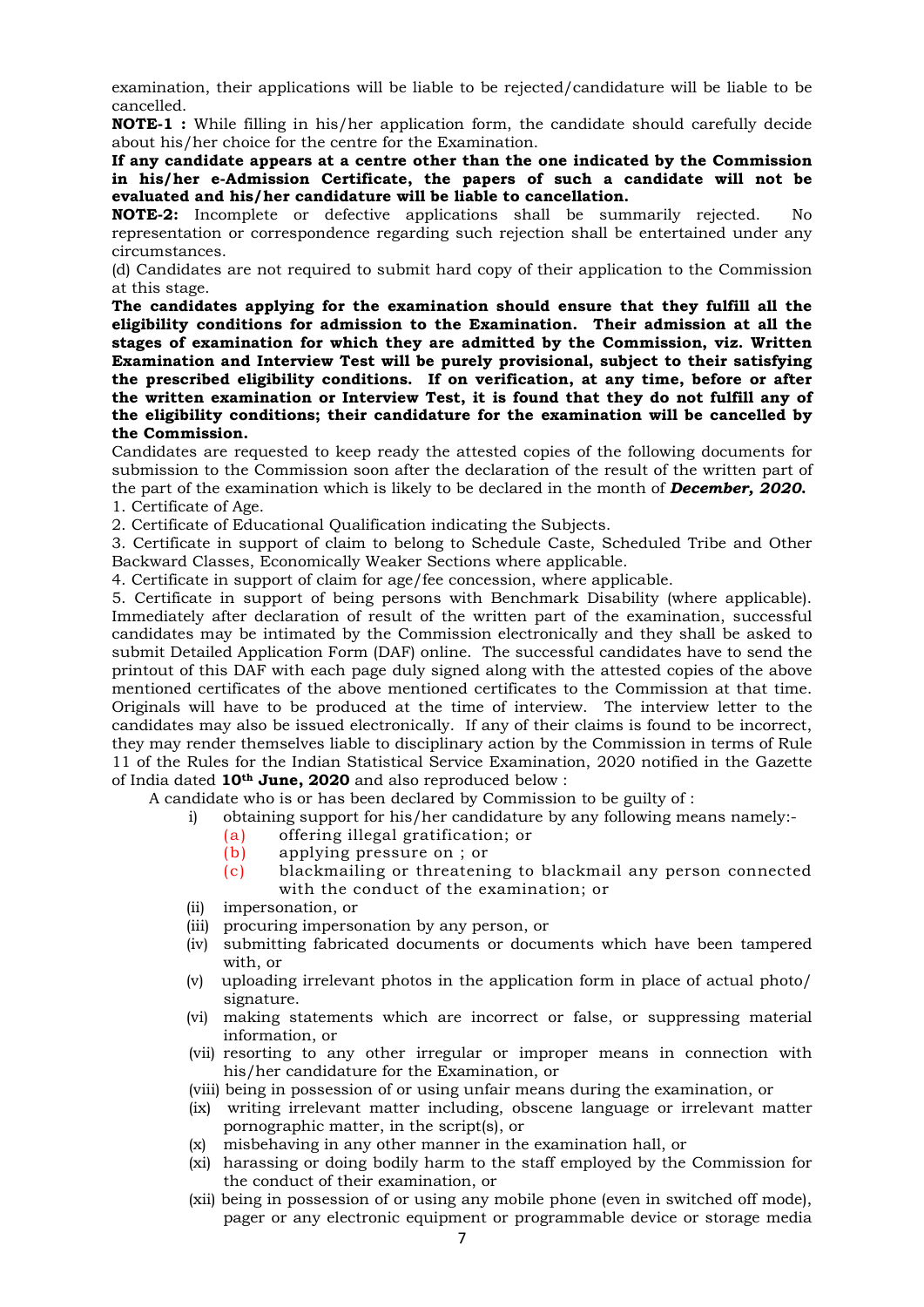examination, their applications will be liable to be rejected/candidature will be liable to be cancelled.

**NOTE-1 :** While filling in his/her application form, the candidate should carefully decide about his/her choice for the centre for the Examination.

**If any candidate appears at a centre other than the one indicated by the Commission in his/her e-Admission Certificate, the papers of such a candidate will not be evaluated and his/her candidature will be liable to cancellation.**

**NOTE-2:** Incomplete or defective applications shall be summarily rejected. No representation or correspondence regarding such rejection shall be entertained under any circumstances.

(d) Candidates are not required to submit hard copy of their application to the Commission at this stage.

**The candidates applying for the examination should ensure that they fulfill all the eligibility conditions for admission to the Examination. Their admission at all the stages of examination for which they are admitted by the Commission, viz. Written Examination and Interview Test will be purely provisional, subject to their satisfying the prescribed eligibility conditions. If on verification, at any time, before or after the written examination or Interview Test, it is found that they do not fulfill any of the eligibility conditions; their candidature for the examination will be cancelled by the Commission.**

Candidates are requested to keep ready the attested copies of the following documents for submission to the Commission soon after the declaration of the result of the written part of the part of the examination which is likely to be declared in the month of ***December, 2020.***

1. Certificate of Age.
2. Certificate of Educational Qualification indicating the Subjects.
3. Certificate in support of claim to belong to Schedule Caste, Scheduled Tribe and Other Backward Classes, Economically Weaker Sections where applicable.
4. Certificate in support of claim for age/fee concession, where applicable.
5. Certificate in support of being persons with Benchmark Disability (where applicable).

Immediately after declaration of result of the written part of the examination, successful candidates may be intimated by the Commission electronically and they shall be asked to submit Detailed Application Form (DAF) online. The successful candidates have to send the printout of this DAF with each page duly signed along with the attested copies of the above mentioned certificates of the above mentioned certificates to the Commission at that time. Originals will have to be produced at the time of interview. The interview letter to the candidates may also be issued electronically. If any of their claims is found to be incorrect, they may render themselves liable to disciplinary action by the Commission in terms of Rule 11 of the Rules for the Indian Statistical Service Examination, 2020 notified in the Gazette of India dated **10th June, 2020** and also reproduced below :

A candidate who is or has been declared by Commission to be guilty of :

i) obtaining support for his/her candidature by any following means namely:-
   - (a) offering illegal gratification; or
   - (b) applying pressure on ; or
   - (c) blackmailing or threatening to blackmail any person connected with the conduct of the examination; or

(ii) impersonation, or

(iii) procuring impersonation by any person, or

(iv) submitting fabricated documents or documents which have been tampered with, or

(v) uploading irrelevant photos in the application form in place of actual photo/ signature.

(vi) making statements which are incorrect or false, or suppressing material information, or

(vii) resorting to any other irregular or improper means in connection with his/her candidature for the Examination, or

(viii) being in possession of or using unfair means during the examination, or

(ix) writing irrelevant matter including, obscene language or irrelevant matter pornographic matter, in the script(s), or

(x) misbehaving in any other manner in the examination hall, or

(xi) harassing or doing bodily harm to the staff employed by the Commission for the conduct of their examination, or

(xii) being in possession of or using any mobile phone (even in switched off mode), pager or any electronic equipment or programmable device or storage media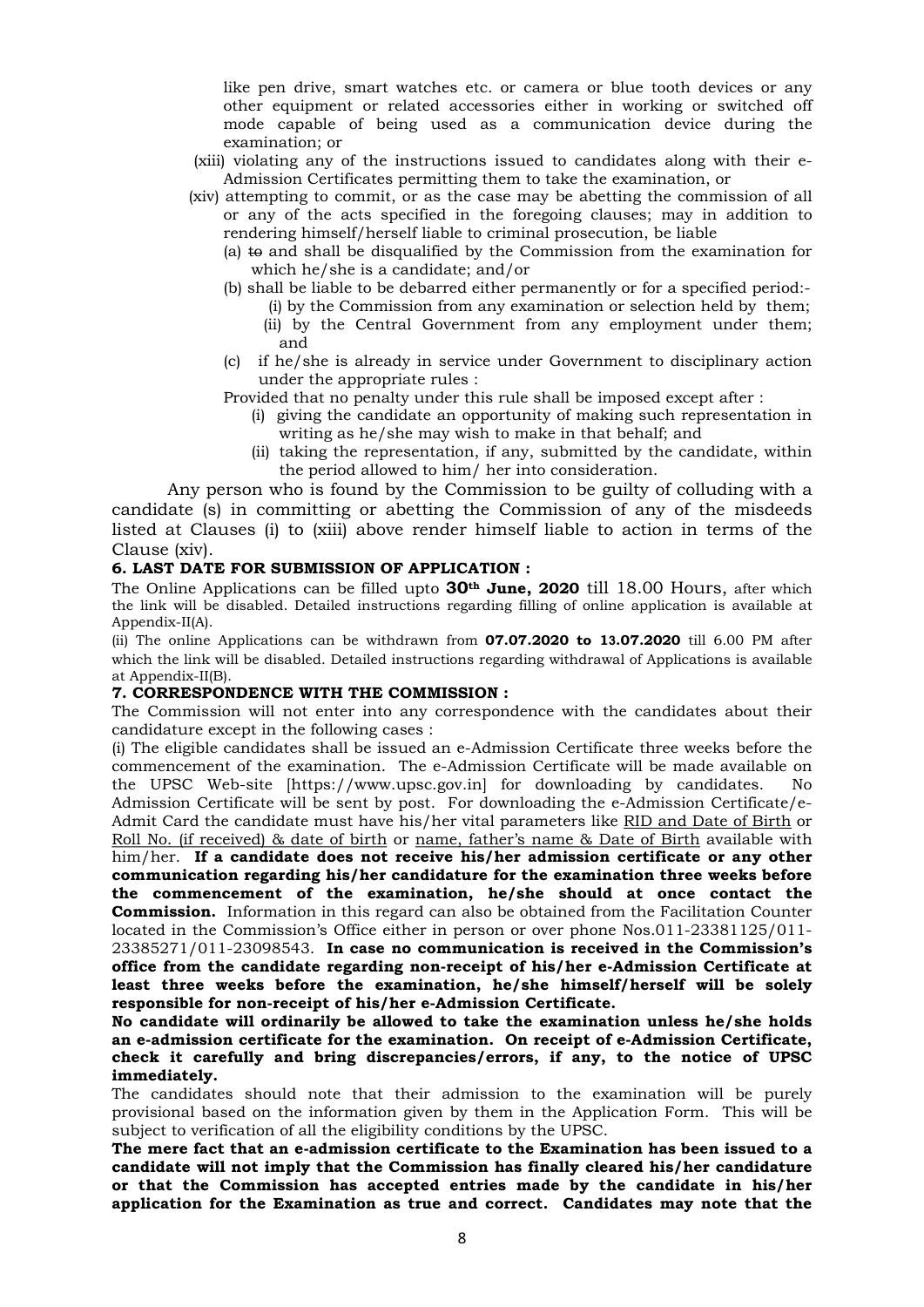like pen drive, smart watches etc. or camera or blue tooth devices or any other equipment or related accessories either in working or switched off mode capable of being used as a communication device during the examination; or

(xiii) violating any of the instructions issued to candidates along with their e-Admission Certificates permitting them to take the examination, or

(xiv) attempting to commit, or as the case may be abetting the commission of all or any of the acts specified in the foregoing clauses; may in addition to rendering himself/herself liable to criminal prosecution, be liable

(a) ~~to~~ and shall be disqualified by the Commission from the examination for which he/she is a candidate; and/or

(b) shall be liable to be debarred either permanently or for a specified period:-

(i) by the Commission from any examination or selection held by them;

(ii) by the Central Government from any employment under them; and

(c) if he/she is already in service under Government to disciplinary action under the appropriate rules :

Provided that no penalty under this rule shall be imposed except after :

(i) giving the candidate an opportunity of making such representation in writing as he/she may wish to make in that behalf; and

(ii) taking the representation, if any, submitted by the candidate, within the period allowed to him/ her into consideration.

Any person who is found by the Commission to be guilty of colluding with a candidate (s) in committing or abetting the Commission of any of the misdeeds listed at Clauses (i) to (xiii) above render himself liable to action in terms of the Clause (xiv).

**6. LAST DATE FOR SUBMISSION OF APPLICATION :**

The Online Applications can be filled upto **30th June, 2020** till 18.00 Hours, after which the link will be disabled. Detailed instructions regarding filling of online application is available at Appendix-II(A).

(ii) The online Applications can be withdrawn from **07.07.2020 to 13.07.2020** till 6.00 PM after which the link will be disabled. Detailed instructions regarding withdrawal of Applications is available at Appendix-II(B).

**7. CORRESPONDENCE WITH THE COMMISSION :**

The Commission will not enter into any correspondence with the candidates about their candidature except in the following cases :

(i) The eligible candidates shall be issued an e-Admission Certificate three weeks before the commencement of the examination. The e-Admission Certificate will be made available on the UPSC Web-site [https://www.upsc.gov.in] for downloading by candidates. No Admission Certificate will be sent by post. For downloading the e-Admission Certificate/e-Admit Card the candidate must have his/her vital parameters like RID and Date of Birth or Roll No. (if received) & date of birth or name, father's name & Date of Birth available with him/her. **If a candidate does not receive his/her admission certificate or any other communication regarding his/her candidature for the examination three weeks before the commencement of the examination, he/she should at once contact the Commission.** Information in this regard can also be obtained from the Facilitation Counter located in the Commission's Office either in person or over phone Nos.011-23381125/011-23385271/011-23098543. **In case no communication is received in the Commission's office from the candidate regarding non-receipt of his/her e-Admission Certificate at least three weeks before the examination, he/she himself/herself will be solely responsible for non-receipt of his/her e-Admission Certificate.**

**No candidate will ordinarily be allowed to take the examination unless he/she holds an e-admission certificate for the examination. On receipt of e-Admission Certificate, check it carefully and bring discrepancies/errors, if any, to the notice of UPSC immediately.**

The candidates should note that their admission to the examination will be purely provisional based on the information given by them in the Application Form. This will be subject to verification of all the eligibility conditions by the UPSC.

**The mere fact that an e-admission certificate to the Examination has been issued to a candidate will not imply that the Commission has finally cleared his/her candidature or that the Commission has accepted entries made by the candidate in his/her application for the Examination as true and correct. Candidates may note that the**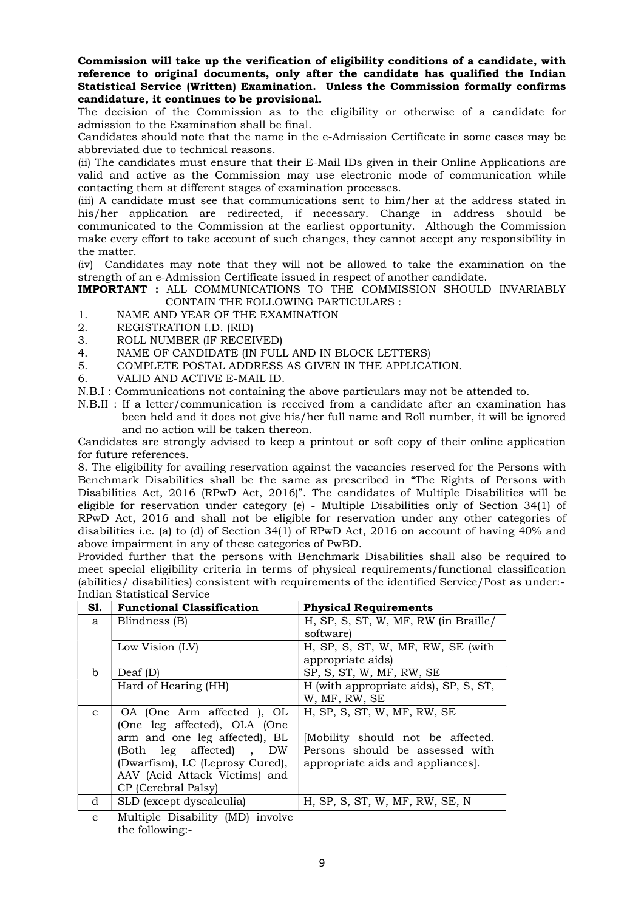**Commission will take up the verification of eligibility conditions of a candidate, with reference to original documents, only after the candidate has qualified the Indian Statistical Service (Written) Examination. Unless the Commission formally confirms candidature, it continues to be provisional.**

The decision of the Commission as to the eligibility or otherwise of a candidate for admission to the Examination shall be final.

Candidates should note that the name in the e-Admission Certificate in some cases may be abbreviated due to technical reasons.

(ii) The candidates must ensure that their E-Mail IDs given in their Online Applications are valid and active as the Commission may use electronic mode of communication while contacting them at different stages of examination processes.

(iii) A candidate must see that communications sent to him/her at the address stated in his/her application are redirected, if necessary. Change in address should be communicated to the Commission at the earliest opportunity. Although the Commission make every effort to take account of such changes, they cannot accept any responsibility in the matter.

(iv) Candidates may note that they will not be allowed to take the examination on the strength of an e-Admission Certificate issued in respect of another candidate.

**IMPORTANT :** ALL COMMUNICATIONS TO THE COMMISSION SHOULD INVARIABLY CONTAIN THE FOLLOWING PARTICULARS :

1. NAME AND YEAR OF THE EXAMINATION
2. REGISTRATION I.D. (RID)
3. ROLL NUMBER (IF RECEIVED)
4. NAME OF CANDIDATE (IN FULL AND IN BLOCK LETTERS)
5. COMPLETE POSTAL ADDRESS AS GIVEN IN THE APPLICATION.
6. VALID AND ACTIVE E-MAIL ID.

N.B.I : Communications not containing the above particulars may not be attended to.

N.B.II : If a letter/communication is received from a candidate after an examination has been held and it does not give his/her full name and Roll number, it will be ignored and no action will be taken thereon.

Candidates are strongly advised to keep a printout or soft copy of their online application for future references.

8. The eligibility for availing reservation against the vacancies reserved for the Persons with Benchmark Disabilities shall be the same as prescribed in "The Rights of Persons with Disabilities Act, 2016 (RPwD Act, 2016)". The candidates of Multiple Disabilities will be eligible for reservation under category (e) - Multiple Disabilities only of Section 34(1) of RPwD Act, 2016 and shall not be eligible for reservation under any other categories of disabilities i.e. (a) to (d) of Section 34(1) of RPwD Act, 2016 on account of having 40% and above impairment in any of these categories of PwBD.

Provided further that the persons with Benchmark Disabilities shall also be required to meet special eligibility criteria in terms of physical requirements/functional classification (abilities/ disabilities) consistent with requirements of the identified Service/Post as under:-

Indian Statistical Service

| Sl. | Functional Classification | Physical Requirements |
|---|---|---|
| a | Blindness (B) | H, SP, S, ST, W, MF, RW (in Braille/ software) |
| | Low Vision (LV) | H, SP, S, ST, W, MF, RW, SE (with appropriate aids) |
| b | Deaf (D) | SP, S, ST, W, MF, RW, SE |
| | Hard of Hearing (HH) | H (with appropriate aids), SP, S, ST, W, MF, RW, SE |
| c | OA (One Arm affected ), OL (One leg affected), OLA (One arm and one leg affected), BL (Both leg affected) , DW (Dwarfism), LC (Leprosy Cured), AAV (Acid Attack Victims) and CP (Cerebral Palsy) | H, SP, S, ST, W, MF, RW, SE<br><br>[Mobility should not be affected. Persons should be assessed with appropriate aids and appliances]. |
| d | SLD (except dyscalculia) | H, SP, S, ST, W, MF, RW, SE, N |
| e | Multiple Disability (MD) involve the following:- | |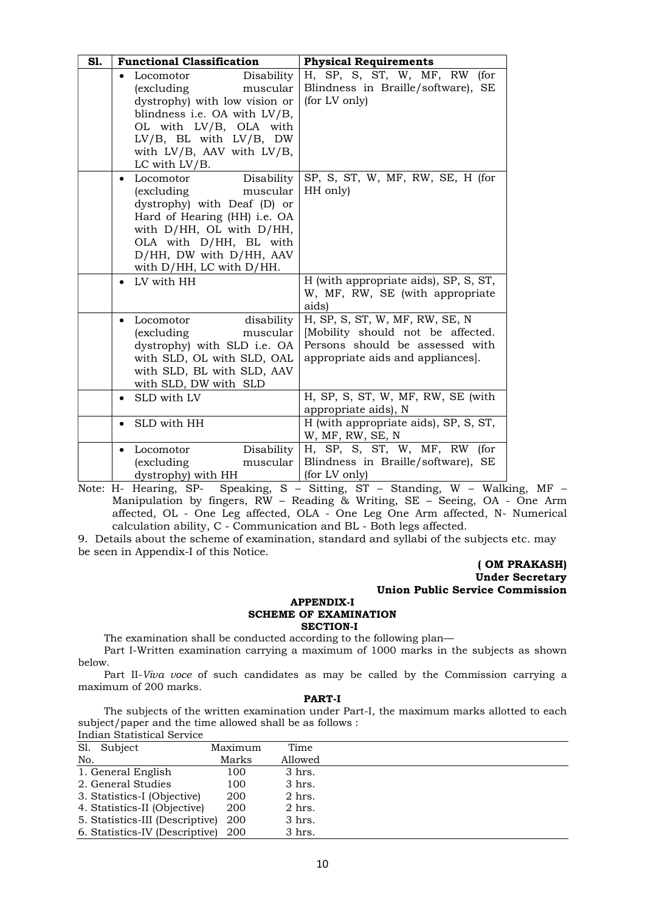| Sl. | Functional Classification | Physical Requirements |
|---|---|---|
| | • Locomotor Disability (excluding muscular dystrophy) with low vision or blindness i.e. OA with LV/B, OL with LV/B, OLA with LV/B, BL with LV/B, DW with LV/B, AAV with LV/B, LC with LV/B. | H, SP, S, ST, W, MF, RW (for Blindness in Braille/software), SE (for LV only) |
| | • Locomotor Disability (excluding muscular dystrophy) with Deaf (D) or Hard of Hearing (HH) i.e. OA with D/HH, OL with D/HH, OLA with D/HH, BL with D/HH, DW with D/HH, AAV with D/HH, LC with D/HH. | SP, S, ST, W, MF, RW, SE, H (for HH only) |
| | • LV with HH | H (with appropriate aids), SP, S, ST, W, MF, RW, SE (with appropriate aids) |
| | • Locomotor disability (excluding muscular dystrophy) with SLD i.e. OA with SLD, OL with SLD, OAL with SLD, BL with SLD, AAV with SLD, DW with SLD | H, SP, S, ST, W, MF, RW, SE, N [Mobility should not be affected. Persons should be assessed with appropriate aids and appliances]. |
| | • SLD with LV | H, SP, S, ST, W, MF, RW, SE (with appropriate aids), N |
| | • SLD with HH | H (with appropriate aids), SP, S, ST, W, MF, RW, SE, N |
| | • Locomotor Disability (excluding muscular dystrophy) with HH | H, SP, S, ST, W, MF, RW (for Blindness in Braille/software), SE (for LV only) |

Note: H- Hearing, SP- Speaking, S – Sitting, ST – Standing, W – Walking, MF – Manipulation by fingers, RW – Reading & Writing, SE – Seeing, OA - One Arm affected, OL - One Leg affected, OLA - One Leg One Arm affected, N- Numerical calculation ability, C - Communication and BL - Both legs affected.

9. Details about the scheme of examination, standard and syllabi of the subjects etc. may be seen in Appendix-I of this Notice.

**( OM PRAKASH)**
**Under Secretary**
**Union Public Service Commission**

## APPENDIX-I
## SCHEME OF EXAMINATION
### SECTION-I

The examination shall be conducted according to the following plan—

Part I-Written examination carrying a maximum of 1000 marks in the subjects as shown below.

Part II-*Viva voce* of such candidates as may be called by the Commission carrying a maximum of 200 marks.

### PART-I

The subjects of the written examination under Part-I, the maximum marks allotted to each subject/paper and the time allowed shall be as follows :

Indian Statistical Service

| Sl. No. Subject | Maximum Marks | Time Allowed |
|---|---|---|
| 1. General English | 100 | 3 hrs. |
| 2. General Studies | 100 | 3 hrs. |
| 3. Statistics-I (Objective) | 200 | 2 hrs. |
| 4. Statistics-II (Objective) | 200 | 2 hrs. |
| 5. Statistics-III (Descriptive) | 200 | 3 hrs. |
| 6. Statistics-IV (Descriptive) | 200 | 3 hrs. |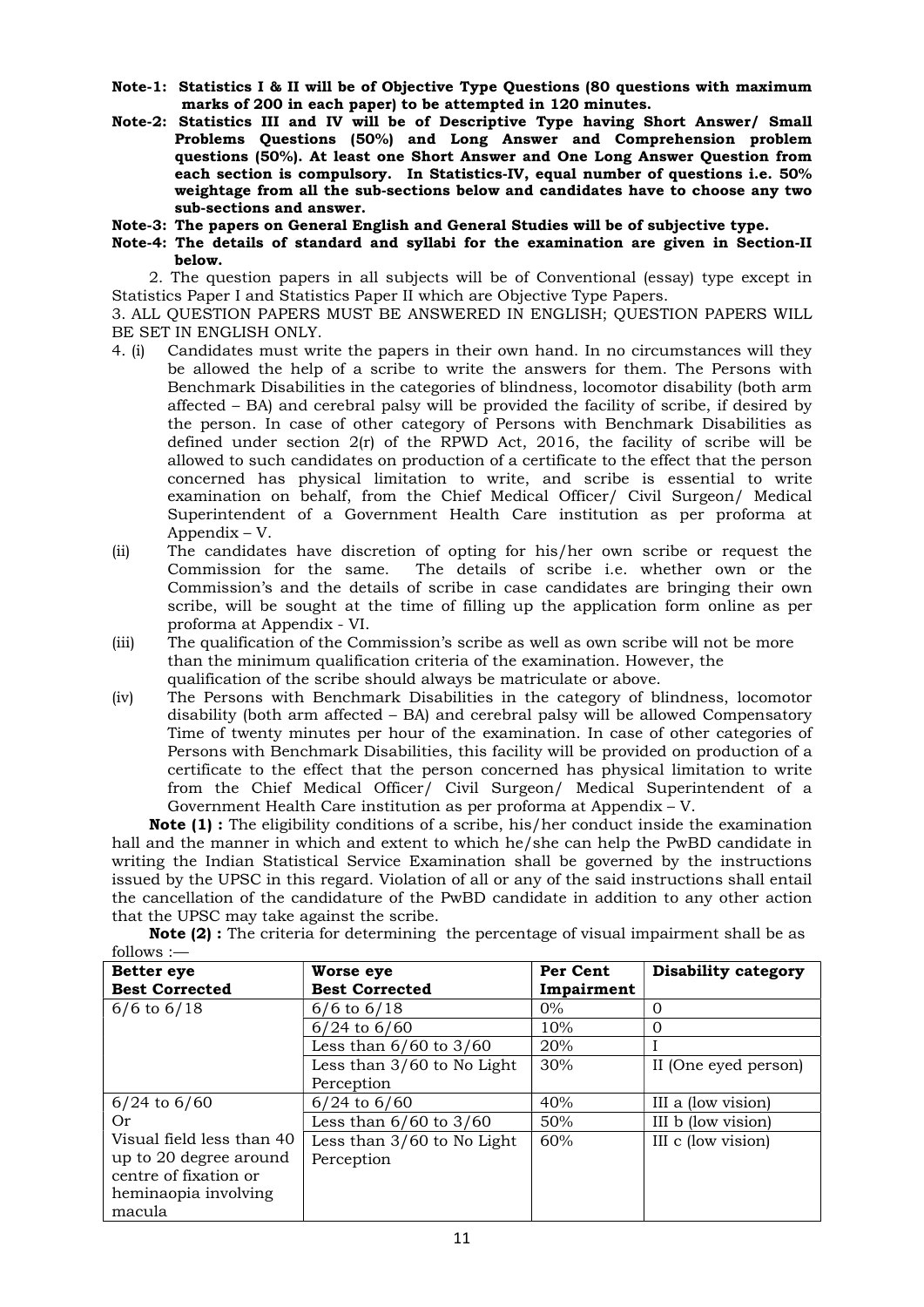**Note-1: Statistics I & II will be of Objective Type Questions (80 questions with maximum marks of 200 in each paper) to be attempted in 120 minutes.**

**Note-2: Statistics III and IV will be of Descriptive Type having Short Answer/ Small Problems Questions (50%) and Long Answer and Comprehension problem questions (50%). At least one Short Answer and One Long Answer Question from each section is compulsory. In Statistics-IV, equal number of questions i.e. 50% weightage from all the sub-sections below and candidates have to choose any two sub-sections and answer.**

**Note-3: The papers on General English and General Studies will be of subjective type.**

**Note-4: The details of standard and syllabi for the examination are given in Section-II below.**

2. The question papers in all subjects will be of Conventional (essay) type except in Statistics Paper I and Statistics Paper II which are Objective Type Papers.

3. ALL QUESTION PAPERS MUST BE ANSWERED IN ENGLISH; QUESTION PAPERS WILL BE SET IN ENGLISH ONLY.

4. (i) Candidates must write the papers in their own hand. In no circumstances will they be allowed the help of a scribe to write the answers for them. The Persons with Benchmark Disabilities in the categories of blindness, locomotor disability (both arm affected – BA) and cerebral palsy will be provided the facility of scribe, if desired by the person. In case of other category of Persons with Benchmark Disabilities as defined under section 2(r) of the RPWD Act, 2016, the facility of scribe will be allowed to such candidates on production of a certificate to the effect that the person concerned has physical limitation to write, and scribe is essential to write examination on behalf, from the Chief Medical Officer/ Civil Surgeon/ Medical Superintendent of a Government Health Care institution as per proforma at Appendix – V.

(ii) The candidates have discretion of opting for his/her own scribe or request the Commission for the same. The details of scribe i.e. whether own or the Commission's and the details of scribe in case candidates are bringing their own scribe, will be sought at the time of filling up the application form online as per proforma at Appendix - VI.

(iii) The qualification of the Commission's scribe as well as own scribe will not be more than the minimum qualification criteria of the examination. However, the qualification of the scribe should always be matriculate or above.

(iv) The Persons with Benchmark Disabilities in the category of blindness, locomotor disability (both arm affected – BA) and cerebral palsy will be allowed Compensatory Time of twenty minutes per hour of the examination. In case of other categories of Persons with Benchmark Disabilities, this facility will be provided on production of a certificate to the effect that the person concerned has physical limitation to write from the Chief Medical Officer/ Civil Surgeon/ Medical Superintendent of a Government Health Care institution as per proforma at Appendix – V.

**Note (1) :** The eligibility conditions of a scribe, his/her conduct inside the examination hall and the manner in which and extent to which he/she can help the PwBD candidate in writing the Indian Statistical Service Examination shall be governed by the instructions issued by the UPSC in this regard. Violation of all or any of the said instructions shall entail the cancellation of the candidature of the PwBD candidate in addition to any other action that the UPSC may take against the scribe.

**Note (2) :** The criteria for determining the percentage of visual impairment shall be as follows :—

| Better eye Best Corrected | Worse eye Best Corrected | Per Cent Impairment | Disability category |
|---|---|---|---|
| 6/6 to 6/18 | 6/6 to 6/18 | 0% | 0 |
| | 6/24 to 6/60 | 10% | 0 |
| | Less than 6/60 to 3/60 | 20% | I |
| | Less than 3/60 to No Light Perception | 30% | II (One eyed person) |
| 6/24 to 6/60 Or Visual field less than 40 up to 20 degree around centre of fixation or heminaopia involving macula | 6/24 to 6/60 | 40% | III a (low vision) |
| | Less than 6/60 to 3/60 | 50% | III b (low vision) |
| | Less than 3/60 to No Light Perception | 60% | III c (low vision) |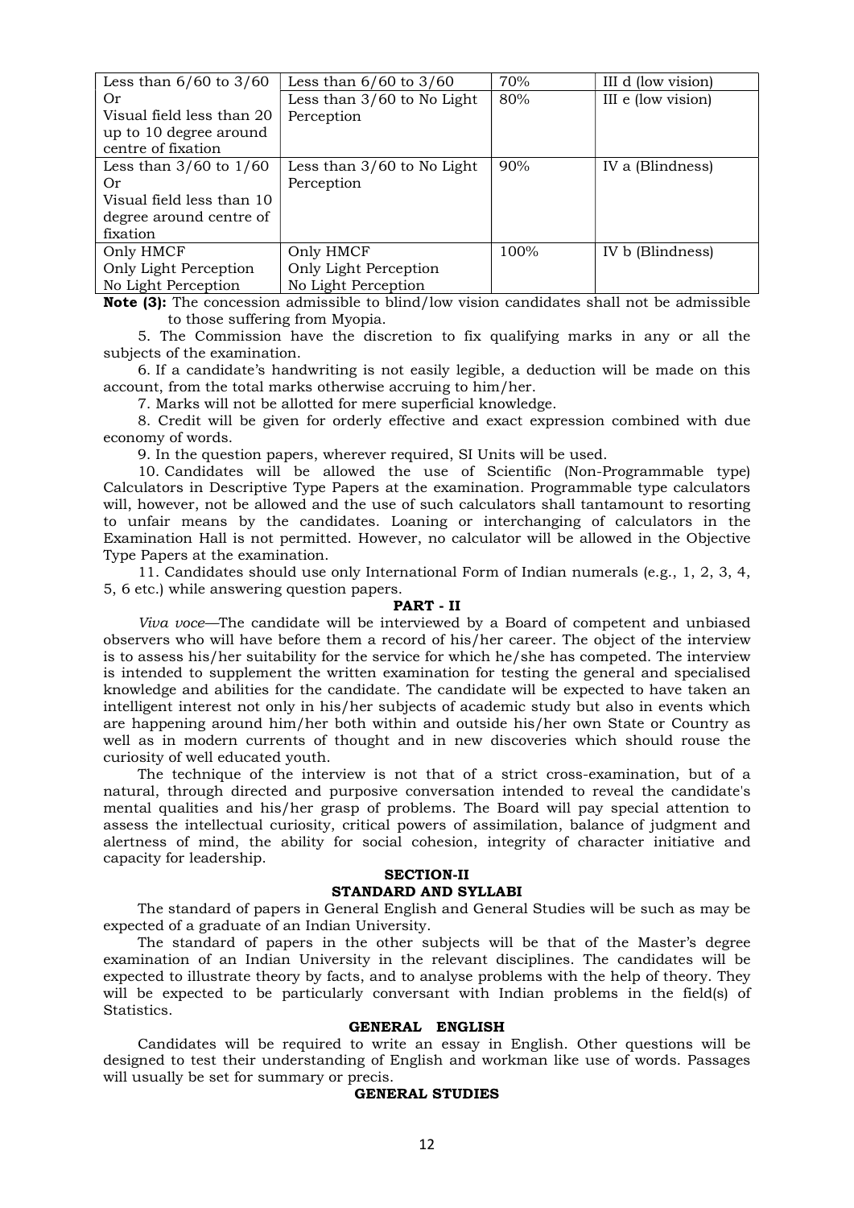| Less than 6/60 to 3/60 Or Visual field less than 20 up to 10 degree around centre of fixation | Less than 6/60 to 3/60 | 70% | III d (low vision) |
|---|---|---|---|
| | Less than 3/60 to No Light Perception | 80% | III e (low vision) |
| Less than 3/60 to 1/60 Or Visual field less than 10 degree around centre of fixation | Less than 3/60 to No Light Perception | 90% | IV a (Blindness) |
| Only HMCF Only Light Perception No Light Perception | Only HMCF Only Light Perception No Light Perception | 100% | IV b (Blindness) |

**Note (3):** The concession admissible to blind/low vision candidates shall not be admissible to those suffering from Myopia.

5. The Commission have the discretion to fix qualifying marks in any or all the subjects of the examination.

6. If a candidate's handwriting is not easily legible, a deduction will be made on this account, from the total marks otherwise accruing to him/her.

7. Marks will not be allotted for mere superficial knowledge.

8. Credit will be given for orderly effective and exact expression combined with due economy of words.

9. In the question papers, wherever required, SI Units will be used.

10. Candidates will be allowed the use of Scientific (Non-Programmable type) Calculators in Descriptive Type Papers at the examination. Programmable type calculators will, however, not be allowed and the use of such calculators shall tantamount to resorting to unfair means by the candidates. Loaning or interchanging of calculators in the Examination Hall is not permitted. However, no calculator will be allowed in the Objective Type Papers at the examination.

11. Candidates should use only International Form of Indian numerals (e.g., 1, 2, 3, 4, 5, 6 etc.) while answering question papers.

## PART - II

*Viva voce*—The candidate will be interviewed by a Board of competent and unbiased observers who will have before them a record of his/her career. The object of the interview is to assess his/her suitability for the service for which he/she has competed. The interview is intended to supplement the written examination for testing the general and specialised knowledge and abilities for the candidate. The candidate will be expected to have taken an intelligent interest not only in his/her subjects of academic study but also in events which are happening around him/her both within and outside his/her own State or Country as well as in modern currents of thought and in new discoveries which should rouse the curiosity of well educated youth.

The technique of the interview is not that of a strict cross-examination, but of a natural, through directed and purposive conversation intended to reveal the candidate's mental qualities and his/her grasp of problems. The Board will pay special attention to assess the intellectual curiosity, critical powers of assimilation, balance of judgment and alertness of mind, the ability for social cohesion, integrity of character initiative and capacity for leadership.

## SECTION-II

## STANDARD AND SYLLABI

The standard of papers in General English and General Studies will be such as may be expected of a graduate of an Indian University.

The standard of papers in the other subjects will be that of the Master's degree examination of an Indian University in the relevant disciplines. The candidates will be expected to illustrate theory by facts, and to analyse problems with the help of theory. They will be expected to be particularly conversant with Indian problems in the field(s) of Statistics.

### GENERAL ENGLISH

Candidates will be required to write an essay in English. Other questions will be designed to test their understanding of English and workman like use of words. Passages will usually be set for summary or precis.

### GENERAL STUDIES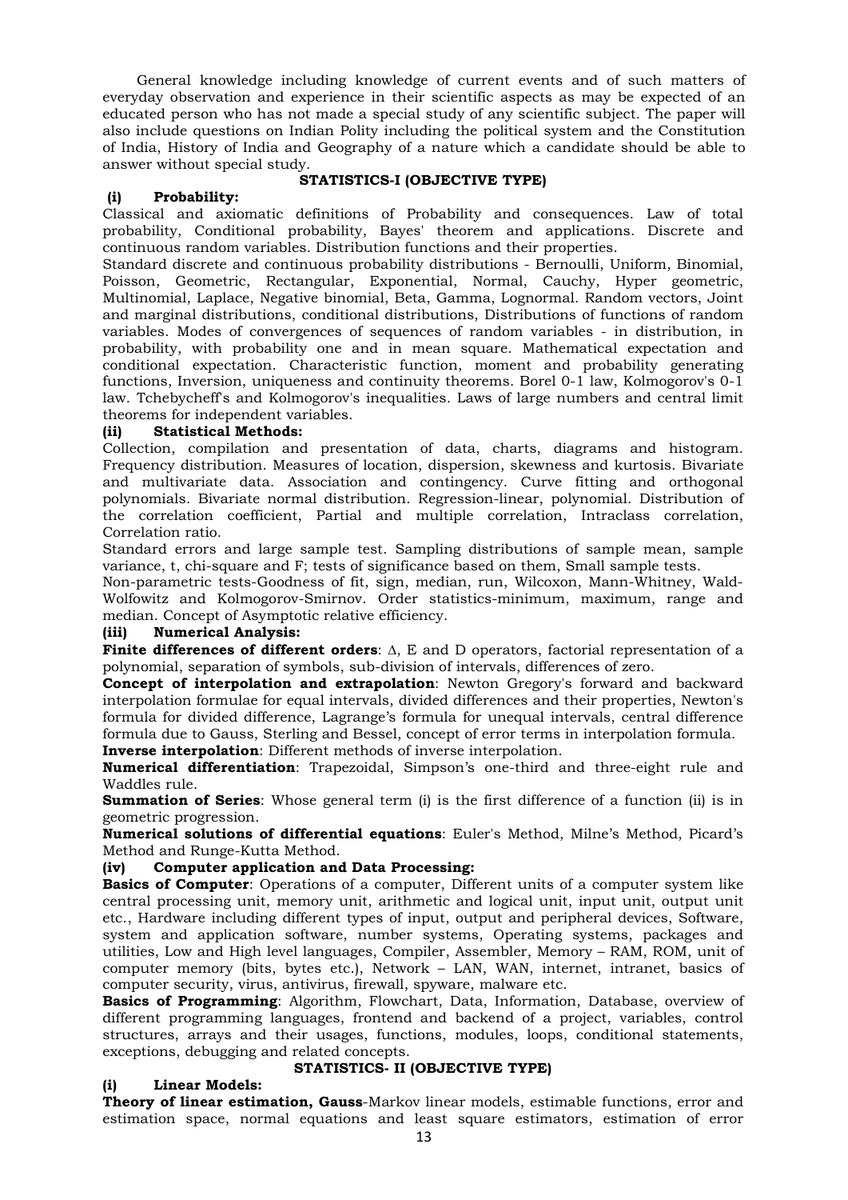General knowledge including knowledge of current events and of such matters of everyday observation and experience in their scientific aspects as may be expected of an educated person who has not made a special study of any scientific subject. The paper will also include questions on Indian Polity including the political system and the Constitution of India, History of India and Geography of a nature which a candidate should be able to answer without special study.

## STATISTICS-I (OBJECTIVE TYPE)

### (i) Probability:

Classical and axiomatic definitions of Probability and consequences. Law of total probability, Conditional probability, Bayes' theorem and applications. Discrete and continuous random variables. Distribution functions and their properties.

Standard discrete and continuous probability distributions - Bernoulli, Uniform, Binomial, Poisson, Geometric, Rectangular, Exponential, Normal, Cauchy, Hyper geometric, Multinomial, Laplace, Negative binomial, Beta, Gamma, Lognormal. Random vectors, Joint and marginal distributions, conditional distributions, Distributions of functions of random variables. Modes of convergences of sequences of random variables - in distribution, in probability, with probability one and in mean square. Mathematical expectation and conditional expectation. Characteristic function, moment and probability generating functions, Inversion, uniqueness and continuity theorems. Borel 0-1 law, Kolmogorov's 0-1 law. Tchebycheff's and Kolmogorov's inequalities. Laws of large numbers and central limit theorems for independent variables.

### (ii) Statistical Methods:

Collection, compilation and presentation of data, charts, diagrams and histogram. Frequency distribution. Measures of location, dispersion, skewness and kurtosis. Bivariate and multivariate data. Association and contingency. Curve fitting and orthogonal polynomials. Bivariate normal distribution. Regression-linear, polynomial. Distribution of the correlation coefficient, Partial and multiple correlation, Intraclass correlation, Correlation ratio.

Standard errors and large sample test. Sampling distributions of sample mean, sample variance, t, chi-square and F; tests of significance based on them, Small sample tests.

Non-parametric tests-Goodness of fit, sign, median, run, Wilcoxon, Mann-Whitney, Wald-Wolfowitz and Kolmogorov-Smirnov. Order statistics-minimum, maximum, range and median. Concept of Asymptotic relative efficiency.

### (iii) Numerical Analysis:

**Finite differences of different orders**: $\Delta$, E and D operators, factorial representation of a polynomial, separation of symbols, sub-division of intervals, differences of zero.

**Concept of interpolation and extrapolation**: Newton Gregory's forward and backward interpolation formulae for equal intervals, divided differences and their properties, Newton's formula for divided difference, Lagrange's formula for unequal intervals, central difference formula due to Gauss, Sterling and Bessel, concept of error terms in interpolation formula.

**Inverse interpolation**: Different methods of inverse interpolation.

**Numerical differentiation**: Trapezoidal, Simpson's one-third and three-eight rule and Waddles rule.

**Summation of Series**: Whose general term (i) is the first difference of a function (ii) is in geometric progression.

**Numerical solutions of differential equations**: Euler's Method, Milne's Method, Picard's Method and Runge-Kutta Method.

### (iv) Computer application and Data Processing:

**Basics of Computer**: Operations of a computer, Different units of a computer system like central processing unit, memory unit, arithmetic and logical unit, input unit, output unit etc., Hardware including different types of input, output and peripheral devices, Software, system and application software, number systems, Operating systems, packages and utilities, Low and High level languages, Compiler, Assembler, Memory – RAM, ROM, unit of computer memory (bits, bytes etc.), Network – LAN, WAN, internet, intranet, basics of computer security, virus, antivirus, firewall, spyware, malware etc.

**Basics of Programming**: Algorithm, Flowchart, Data, Information, Database, overview of different programming languages, frontend and backend of a project, variables, control structures, arrays and their usages, functions, modules, loops, conditional statements, exceptions, debugging and related concepts.

## STATISTICS- II (OBJECTIVE TYPE)

### (i) Linear Models:

**Theory of linear estimation, Gauss**-Markov linear models, estimable functions, error and estimation space, normal equations and least square estimators, estimation of error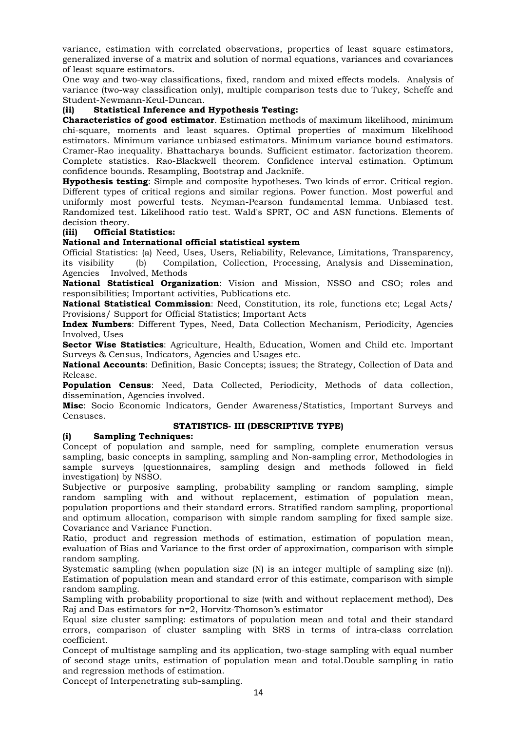variance, estimation with correlated observations, properties of least square estimators, generalized inverse of a matrix and solution of normal equations, variances and covariances of least square estimators.

One way and two-way classifications, fixed, random and mixed effects models. Analysis of variance (two-way classification only), multiple comparison tests due to Tukey, Scheffe and Student-Newmann-Keul-Duncan.

**(ii) Statistical Inference and Hypothesis Testing:**

**Characteristics of good estimator**. Estimation methods of maximum likelihood, minimum chi-square, moments and least squares. Optimal properties of maximum likelihood estimators. Minimum variance unbiased estimators. Minimum variance bound estimators. Cramer-Rao inequality. Bhattacharya bounds. Sufficient estimator. factorization theorem. Complete statistics. Rao-Blackwell theorem. Confidence interval estimation. Optimum confidence bounds. Resampling, Bootstrap and Jacknife.

**Hypothesis testing**: Simple and composite hypotheses. Two kinds of error. Critical region. Different types of critical regions and similar regions. Power function. Most powerful and uniformly most powerful tests. Neyman-Pearson fundamental lemma. Unbiased test. Randomized test. Likelihood ratio test. Wald's SPRT, OC and ASN functions. Elements of decision theory.

**(iii) Official Statistics:**

**National and International official statistical system**

Official Statistics: (a) Need, Uses, Users, Reliability, Relevance, Limitations, Transparency, its visibility (b) Compilation, Collection, Processing, Analysis and Dissemination, Agencies Involved, Methods

**National Statistical Organization**: Vision and Mission, NSSO and CSO; roles and responsibilities; Important activities, Publications etc.

**National Statistical Commission**: Need, Constitution, its role, functions etc; Legal Acts/ Provisions/ Support for Official Statistics; Important Acts

**Index Numbers**: Different Types, Need, Data Collection Mechanism, Periodicity, Agencies Involved, Uses

**Sector Wise Statistics**: Agriculture, Health, Education, Women and Child etc. Important Surveys & Census, Indicators, Agencies and Usages etc.

**National Accounts**: Definition, Basic Concepts; issues; the Strategy, Collection of Data and Release.

**Population Census**: Need, Data Collected, Periodicity, Methods of data collection, dissemination, Agencies involved.

**Misc**: Socio Economic Indicators, Gender Awareness/Statistics, Important Surveys and Censuses.

## STATISTICS- III (DESCRIPTIVE TYPE)

**(i) Sampling Techniques:**

Concept of population and sample, need for sampling, complete enumeration versus sampling, basic concepts in sampling, sampling and Non-sampling error, Methodologies in sample surveys (questionnaires, sampling design and methods followed in field investigation) by NSSO.

Subjective or purposive sampling, probability sampling or random sampling, simple random sampling with and without replacement, estimation of population mean, population proportions and their standard errors. Stratified random sampling, proportional and optimum allocation, comparison with simple random sampling for fixed sample size. Covariance and Variance Function.

Ratio, product and regression methods of estimation, estimation of population mean, evaluation of Bias and Variance to the first order of approximation, comparison with simple random sampling.

Systematic sampling (when population size (N) is an integer multiple of sampling size (n)). Estimation of population mean and standard error of this estimate, comparison with simple random sampling.

Sampling with probability proportional to size (with and without replacement method), Des Raj and Das estimators for n=2, Horvitz-Thomson's estimator

Equal size cluster sampling: estimators of population mean and total and their standard errors, comparison of cluster sampling with SRS in terms of intra-class correlation coefficient.

Concept of multistage sampling and its application, two-stage sampling with equal number of second stage units, estimation of population mean and total.Double sampling in ratio and regression methods of estimation.

Concept of Interpenetrating sub-sampling.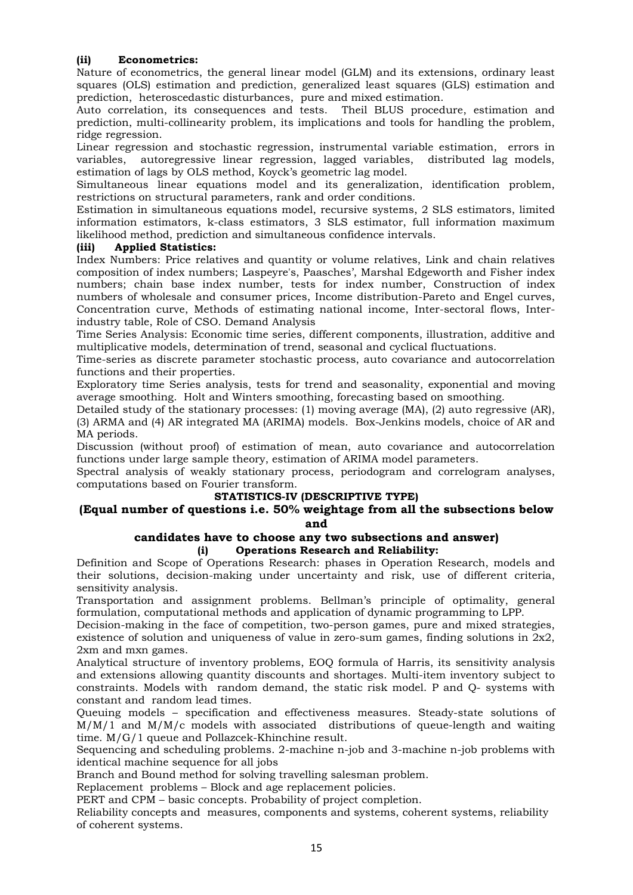**(ii) Econometrics:**

Nature of econometrics, the general linear model (GLM) and its extensions, ordinary least squares (OLS) estimation and prediction, generalized least squares (GLS) estimation and prediction, heteroscedastic disturbances, pure and mixed estimation.

Auto correlation, its consequences and tests. Theil BLUS procedure, estimation and prediction, multi-collinearity problem, its implications and tools for handling the problem, ridge regression.

Linear regression and stochastic regression, instrumental variable estimation, errors in variables, autoregressive linear regression, lagged variables, distributed lag models, estimation of lags by OLS method, Koyck's geometric lag model.

Simultaneous linear equations model and its generalization, identification problem, restrictions on structural parameters, rank and order conditions.

Estimation in simultaneous equations model, recursive systems, 2 SLS estimators, limited information estimators, k-class estimators, 3 SLS estimator, full information maximum likelihood method, prediction and simultaneous confidence intervals.

**(iii) Applied Statistics:**

Index Numbers: Price relatives and quantity or volume relatives, Link and chain relatives composition of index numbers; Laspeyre's, Paasches', Marshal Edgeworth and Fisher index numbers; chain base index number, tests for index number, Construction of index numbers of wholesale and consumer prices, Income distribution-Pareto and Engel curves, Concentration curve, Methods of estimating national income, Inter-sectoral flows, Inter-industry table, Role of CSO. Demand Analysis

Time Series Analysis: Economic time series, different components, illustration, additive and multiplicative models, determination of trend, seasonal and cyclical fluctuations.

Time-series as discrete parameter stochastic process, auto covariance and autocorrelation functions and their properties.

Exploratory time Series analysis, tests for trend and seasonality, exponential and moving average smoothing. Holt and Winters smoothing, forecasting based on smoothing.

Detailed study of the stationary processes: (1) moving average (MA), (2) auto regressive (AR), (3) ARMA and (4) AR integrated MA (ARIMA) models. Box-Jenkins models, choice of AR and MA periods.

Discussion (without proof) of estimation of mean, auto covariance and autocorrelation functions under large sample theory, estimation of ARIMA model parameters.

Spectral analysis of weakly stationary process, periodogram and correlogram analyses, computations based on Fourier transform.

## STATISTICS-IV (DESCRIPTIVE TYPE)

### (Equal number of questions i.e. 50% weightage from all the subsections below and candidates have to choose any two subsections and answer)

**(i) Operations Research and Reliability:**

Definition and Scope of Operations Research: phases in Operation Research, models and their solutions, decision-making under uncertainty and risk, use of different criteria, sensitivity analysis.

Transportation and assignment problems. Bellman's principle of optimality, general formulation, computational methods and application of dynamic programming to LPP.

Decision-making in the face of competition, two-person games, pure and mixed strategies, existence of solution and uniqueness of value in zero-sum games, finding solutions in 2x2, 2xm and mxn games.

Analytical structure of inventory problems, EOQ formula of Harris, its sensitivity analysis and extensions allowing quantity discounts and shortages. Multi-item inventory subject to constraints. Models with random demand, the static risk model. P and Q- systems with constant and random lead times.

Queuing models – specification and effectiveness measures. Steady-state solutions of M/M/1 and M/M/c models with associated distributions of queue-length and waiting time. M/G/1 queue and Pollazcek-Khinchine result.

Sequencing and scheduling problems. 2-machine n-job and 3-machine n-job problems with identical machine sequence for all jobs

Branch and Bound method for solving travelling salesman problem.

Replacement problems – Block and age replacement policies.

PERT and CPM – basic concepts. Probability of project completion.

Reliability concepts and measures, components and systems, coherent systems, reliability of coherent systems.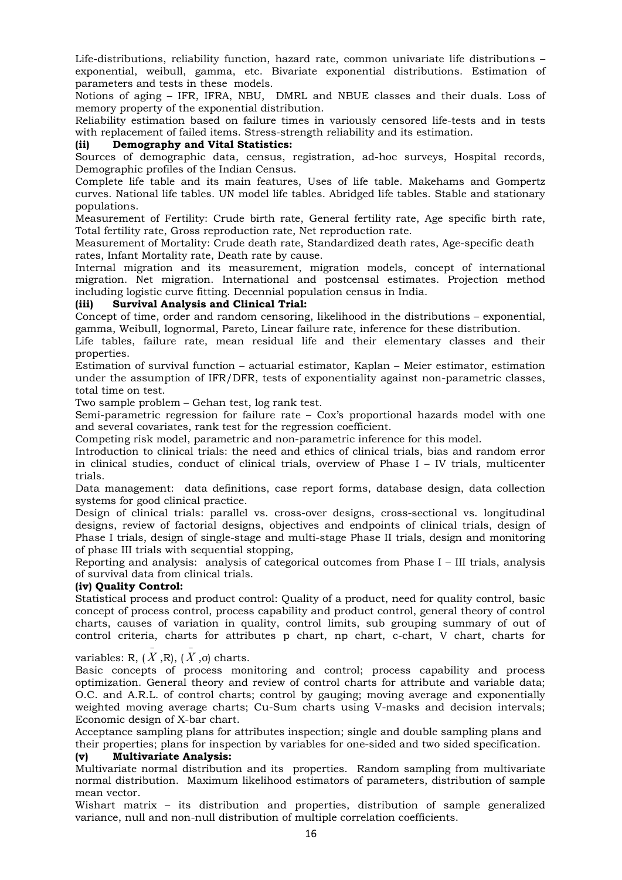Life-distributions, reliability function, hazard rate, common univariate life distributions – exponential, weibull, gamma, etc. Bivariate exponential distributions. Estimation of parameters and tests in these models.

Notions of aging – IFR, IFRA, NBU, DMRL and NBUE classes and their duals. Loss of memory property of the exponential distribution.

Reliability estimation based on failure times in variously censored life-tests and in tests with replacement of failed items. Stress-strength reliability and its estimation.

**(ii) Demography and Vital Statistics:**

Sources of demographic data, census, registration, ad-hoc surveys, Hospital records, Demographic profiles of the Indian Census.

Complete life table and its main features, Uses of life table. Makehams and Gompertz curves. National life tables. UN model life tables. Abridged life tables. Stable and stationary populations.

Measurement of Fertility: Crude birth rate, General fertility rate, Age specific birth rate, Total fertility rate, Gross reproduction rate, Net reproduction rate.

Measurement of Mortality: Crude death rate, Standardized death rates, Age-specific death rates, Infant Mortality rate, Death rate by cause.

Internal migration and its measurement, migration models, concept of international migration. Net migration. International and postcensal estimates. Projection method including logistic curve fitting. Decennial population census in India.

**(iii) Survival Analysis and Clinical Trial:**

Concept of time, order and random censoring, likelihood in the distributions – exponential, gamma, Weibull, lognormal, Pareto, Linear failure rate, inference for these distribution.

Life tables, failure rate, mean residual life and their elementary classes and their properties.

Estimation of survival function – actuarial estimator, Kaplan – Meier estimator, estimation under the assumption of IFR/DFR, tests of exponentiality against non-parametric classes, total time on test.

Two sample problem – Gehan test, log rank test.

Semi-parametric regression for failure rate – Cox's proportional hazards model with one and several covariates, rank test for the regression coefficient.

Competing risk model, parametric and non-parametric inference for this model.

Introduction to clinical trials: the need and ethics of clinical trials, bias and random error in clinical studies, conduct of clinical trials, overview of Phase I – IV trials, multicenter trials.

Data management: data definitions, case report forms, database design, data collection systems for good clinical practice.

Design of clinical trials: parallel vs. cross-over designs, cross-sectional vs. longitudinal designs, review of factorial designs, objectives and endpoints of clinical trials, design of Phase I trials, design of single-stage and multi-stage Phase II trials, design and monitoring of phase III trials with sequential stopping,

Reporting and analysis: analysis of categorical outcomes from Phase I – III trials, analysis of survival data from clinical trials.

**(iv) Quality Control:**

Statistical process and product control: Quality of a product, need for quality control, basic concept of process control, process capability and product control, general theory of control charts, causes of variation in quality, control limits, sub grouping summary of out of control criteria, charts for attributes p chart, np chart, c-chart, V chart, charts for variables: R, ($\bar{X}$,R), ($\bar{X}$,σ) charts.

Basic concepts of process monitoring and control; process capability and process optimization. General theory and review of control charts for attribute and variable data; O.C. and A.R.L. of control charts; control by gauging; moving average and exponentially weighted moving average charts; Cu-Sum charts using V-masks and decision intervals; Economic design of X-bar chart.

Acceptance sampling plans for attributes inspection; single and double sampling plans and their properties; plans for inspection by variables for one-sided and two sided specification.

**(v) Multivariate Analysis:**

Multivariate normal distribution and its properties. Random sampling from multivariate normal distribution. Maximum likelihood estimators of parameters, distribution of sample mean vector.

Wishart matrix – its distribution and properties, distribution of sample generalized variance, null and non-null distribution of multiple correlation coefficients.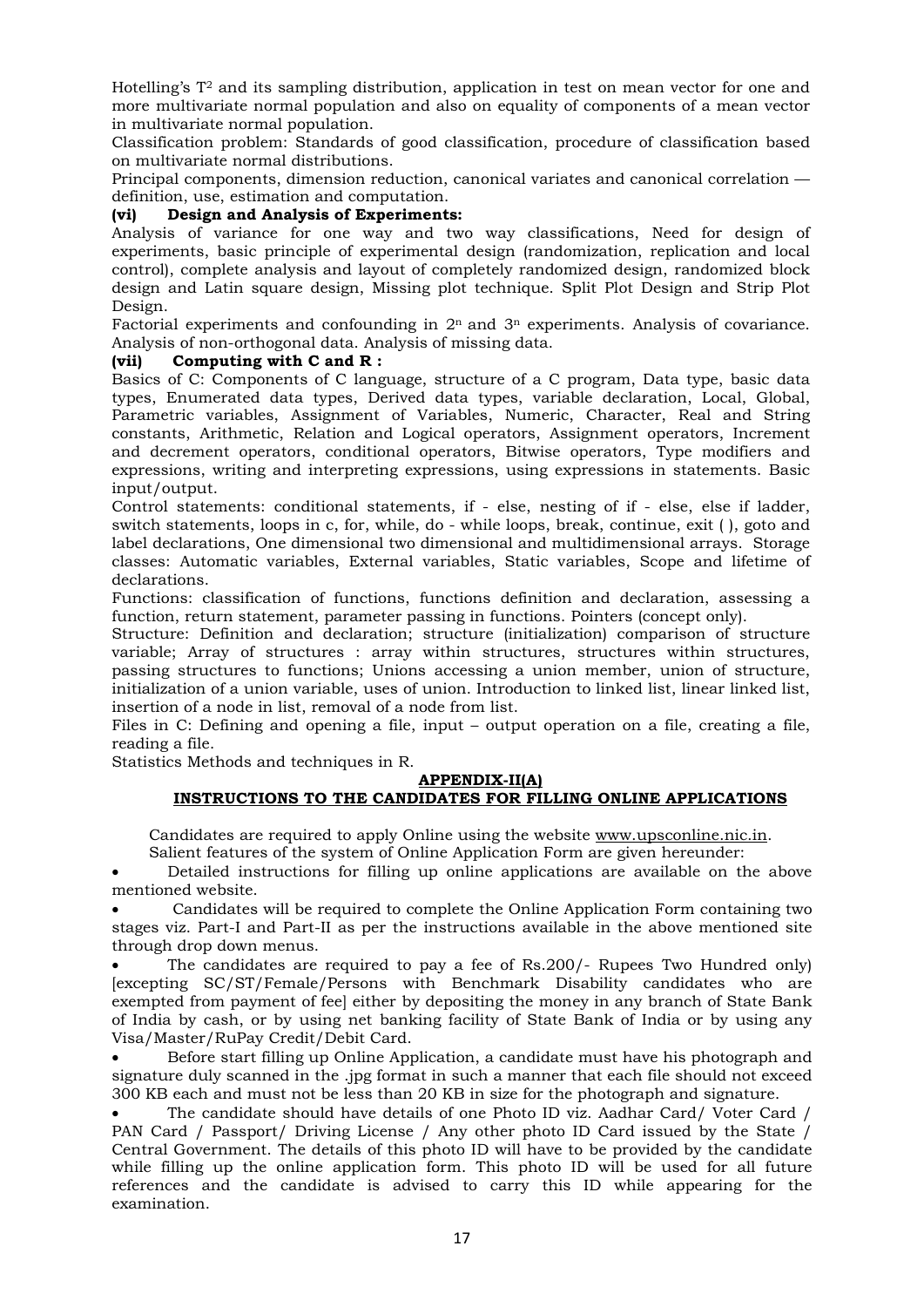Hotelling's $T^2$ and its sampling distribution, application in test on mean vector for one and more multivariate normal population and also on equality of components of a mean vector in multivariate normal population.

Classification problem: Standards of good classification, procedure of classification based on multivariate normal distributions.

Principal components, dimension reduction, canonical variates and canonical correlation — definition, use, estimation and computation.

**(vi) Design and Analysis of Experiments:**

Analysis of variance for one way and two way classifications, Need for design of experiments, basic principle of experimental design (randomization, replication and local control), complete analysis and layout of completely randomized design, randomized block design and Latin square design, Missing plot technique. Split Plot Design and Strip Plot Design.

Factorial experiments and confounding in $2^n$ and $3^n$ experiments. Analysis of covariance. Analysis of non-orthogonal data. Analysis of missing data.

**(vii) Computing with C and R :**

Basics of C: Components of C language, structure of a C program, Data type, basic data types, Enumerated data types, Derived data types, variable declaration, Local, Global, Parametric variables, Assignment of Variables, Numeric, Character, Real and String constants, Arithmetic, Relation and Logical operators, Assignment operators, Increment and decrement operators, conditional operators, Bitwise operators, Type modifiers and expressions, writing and interpreting expressions, using expressions in statements. Basic input/output.

Control statements: conditional statements, if - else, nesting of if - else, else if ladder, switch statements, loops in c, for, while, do - while loops, break, continue, exit ( ), goto and label declarations, One dimensional two dimensional and multidimensional arrays. Storage classes: Automatic variables, External variables, Static variables, Scope and lifetime of declarations.

Functions: classification of functions, functions definition and declaration, assessing a function, return statement, parameter passing in functions. Pointers (concept only).

Structure: Definition and declaration; structure (initialization) comparison of structure variable; Array of structures : array within structures, structures within structures, passing structures to functions; Unions accessing a union member, union of structure, initialization of a union variable, uses of union. Introduction to linked list, linear linked list, insertion of a node in list, removal of a node from list.

Files in C: Defining and opening a file, input – output operation on a file, creating a file, reading a file.

Statistics Methods and techniques in R.

## APPENDIX-II(A)

## INSTRUCTIONS TO THE CANDIDATES FOR FILLING ONLINE APPLICATIONS

Candidates are required to apply Online using the website www.upsconline.nic.in.

Salient features of the system of Online Application Form are given hereunder:

- Detailed instructions for filling up online applications are available on the above mentioned website.
- Candidates will be required to complete the Online Application Form containing two stages viz. Part-I and Part-II as per the instructions available in the above mentioned site through drop down menus.
- The candidates are required to pay a fee of Rs.200/- Rupees Two Hundred only) [excepting SC/ST/Female/Persons with Benchmark Disability candidates who are exempted from payment of fee] either by depositing the money in any branch of State Bank of India by cash, or by using net banking facility of State Bank of India or by using any Visa/Master/RuPay Credit/Debit Card.
- Before start filling up Online Application, a candidate must have his photograph and signature duly scanned in the .jpg format in such a manner that each file should not exceed 300 KB each and must not be less than 20 KB in size for the photograph and signature.
- The candidate should have details of one Photo ID viz. Aadhar Card/ Voter Card / PAN Card / Passport/ Driving License / Any other photo ID Card issued by the State / Central Government. The details of this photo ID will have to be provided by the candidate while filling up the online application form. This photo ID will be used for all future references and the candidate is advised to carry this ID while appearing for the examination.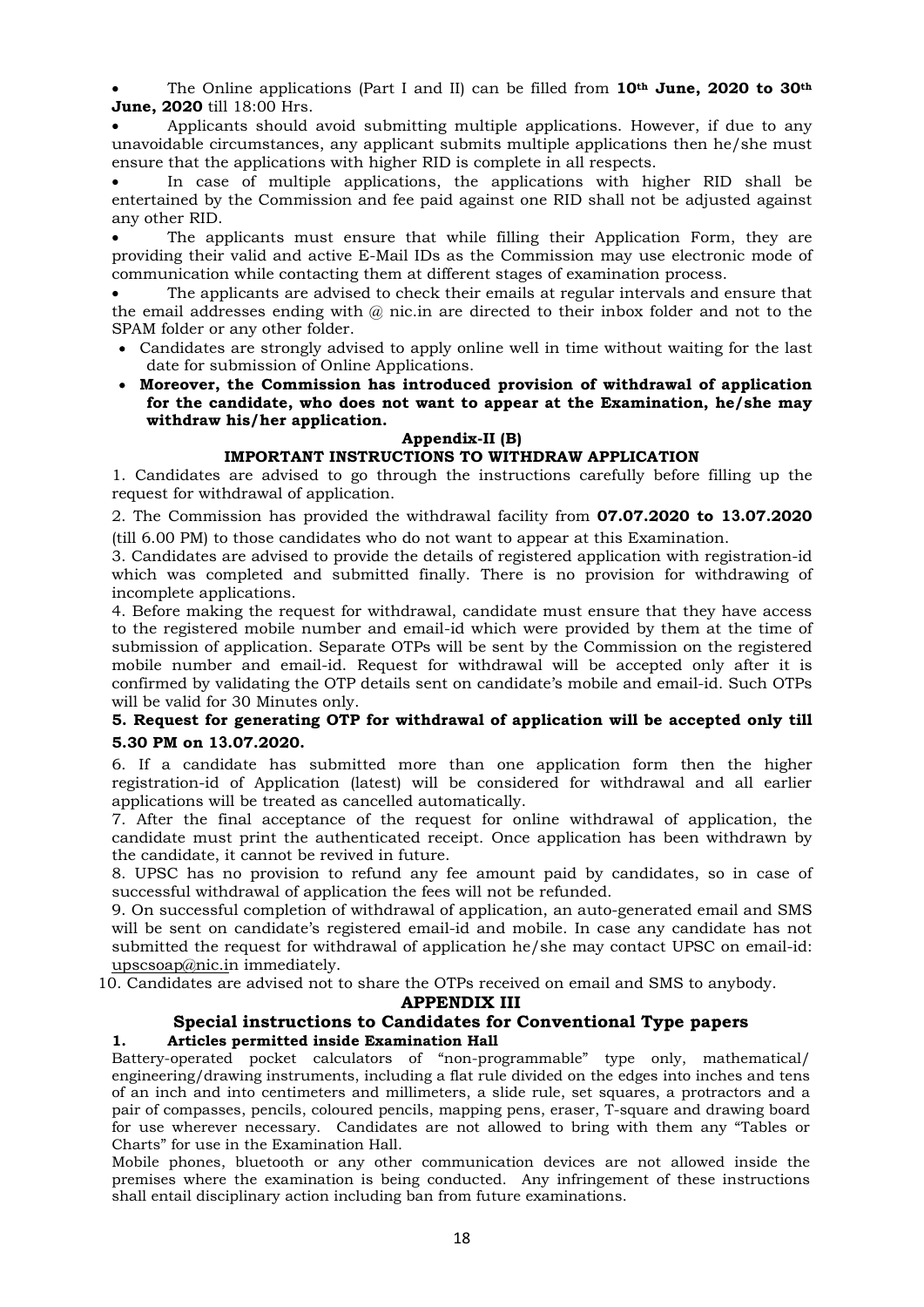- The Online applications (Part I and II) can be filled from **10th June, 2020 to 30th June, 2020** till 18:00 Hrs.
- Applicants should avoid submitting multiple applications. However, if due to any unavoidable circumstances, any applicant submits multiple applications then he/she must ensure that the applications with higher RID is complete in all respects.
- In case of multiple applications, the applications with higher RID shall be entertained by the Commission and fee paid against one RID shall not be adjusted against any other RID.
- The applicants must ensure that while filling their Application Form, they are providing their valid and active E-Mail IDs as the Commission may use electronic mode of communication while contacting them at different stages of examination process.
- The applicants are advised to check their emails at regular intervals and ensure that the email addresses ending with @ nic.in are directed to their inbox folder and not to the SPAM folder or any other folder.
- Candidates are strongly advised to apply online well in time without waiting for the last date for submission of Online Applications.
- **Moreover, the Commission has introduced provision of withdrawal of application for the candidate, who does not want to appear at the Examination, he/she may withdraw his/her application.**

### Appendix-II (B)

### IMPORTANT INSTRUCTIONS TO WITHDRAW APPLICATION

1. Candidates are advised to go through the instructions carefully before filling up the request for withdrawal of application.

2. The Commission has provided the withdrawal facility from **07.07.2020 to 13.07.2020** (till 6.00 PM) to those candidates who do not want to appear at this Examination.

3. Candidates are advised to provide the details of registered application with registration-id which was completed and submitted finally. There is no provision for withdrawing of incomplete applications.

4. Before making the request for withdrawal, candidate must ensure that they have access to the registered mobile number and email-id which were provided by them at the time of submission of application. Separate OTPs will be sent by the Commission on the registered mobile number and email-id. Request for withdrawal will be accepted only after it is confirmed by validating the OTP details sent on candidate's mobile and email-id. Such OTPs will be valid for 30 Minutes only.

5. **Request for generating OTP for withdrawal of application will be accepted only till 5.30 PM on 13.07.2020.**

6. If a candidate has submitted more than one application form then the higher registration-id of Application (latest) will be considered for withdrawal and all earlier applications will be treated as cancelled automatically.

7. After the final acceptance of the request for online withdrawal of application, the candidate must print the authenticated receipt. Once application has been withdrawn by the candidate, it cannot be revived in future.

8. UPSC has no provision to refund any fee amount paid by candidates, so in case of successful withdrawal of application the fees will not be refunded.

9. On successful completion of withdrawal of application, an auto-generated email and SMS will be sent on candidate's registered email-id and mobile. In case any candidate has not submitted the request for withdrawal of application he/she may contact UPSC on email-id: upscsoap@nic.in immediately.

10. Candidates are advised not to share the OTPs received on email and SMS to anybody.

## APPENDIX III

### Special instructions to Candidates for Conventional Type papers

**1. Articles permitted inside Examination Hall**

Battery-operated pocket calculators of "non-programmable" type only, mathematical/ engineering/drawing instruments, including a flat rule divided on the edges into inches and tens of an inch and into centimeters and millimeters, a slide rule, set squares, a protractors and a pair of compasses, pencils, coloured pencils, mapping pens, eraser, T-square and drawing board for use wherever necessary. Candidates are not allowed to bring with them any "Tables or Charts" for use in the Examination Hall.

Mobile phones, bluetooth or any other communication devices are not allowed inside the premises where the examination is being conducted. Any infringement of these instructions shall entail disciplinary action including ban from future examinations.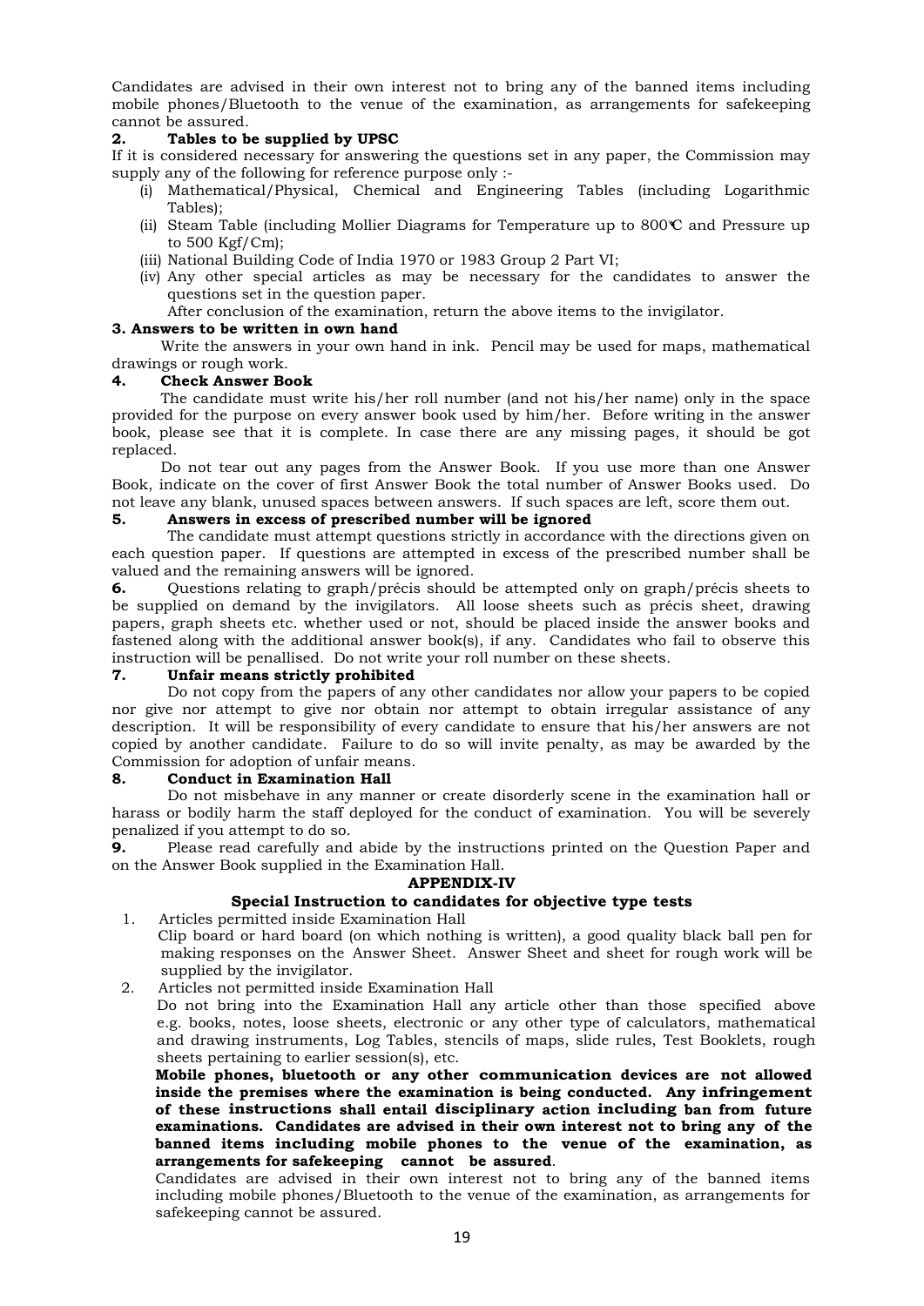Candidates are advised in their own interest not to bring any of the banned items including mobile phones/Bluetooth to the venue of the examination, as arrangements for safekeeping cannot be assured.

**2. Tables to be supplied by UPSC**

If it is considered necessary for answering the questions set in any paper, the Commission may supply any of the following for reference purpose only :-

(i) Mathematical/Physical, Chemical and Engineering Tables (including Logarithmic Tables);

(ii) Steam Table (including Mollier Diagrams for Temperature up to 800℃ and Pressure up to 500 Kgf/Cm);

(iii) National Building Code of India 1970 or 1983 Group 2 Part VI;

(iv) Any other special articles as may be necessary for the candidates to answer the questions set in the question paper.

After conclusion of the examination, return the above items to the invigilator.

**3. Answers to be written in own hand**

Write the answers in your own hand in ink. Pencil may be used for maps, mathematical drawings or rough work.

**4. Check Answer Book**

The candidate must write his/her roll number (and not his/her name) only in the space provided for the purpose on every answer book used by him/her. Before writing in the answer book, please see that it is complete. In case there are any missing pages, it should be got replaced.

Do not tear out any pages from the Answer Book. If you use more than one Answer Book, indicate on the cover of first Answer Book the total number of Answer Books used. Do not leave any blank, unused spaces between answers. If such spaces are left, score them out.

**5. Answers in excess of prescribed number will be ignored**

The candidate must attempt questions strictly in accordance with the directions given on each question paper. If questions are attempted in excess of the prescribed number shall be valued and the remaining answers will be ignored.

**6.** Questions relating to graph/précis should be attempted only on graph/précis sheets to be supplied on demand by the invigilators. All loose sheets such as précis sheet, drawing papers, graph sheets etc. whether used or not, should be placed inside the answer books and fastened along with the additional answer book(s), if any. Candidates who fail to observe this instruction will be penallised. Do not write your roll number on these sheets.

**7. Unfair means strictly prohibited**

Do not copy from the papers of any other candidates nor allow your papers to be copied nor give nor attempt to give nor obtain nor attempt to obtain irregular assistance of any description. It will be responsibility of every candidate to ensure that his/her answers are not copied by another candidate. Failure to do so will invite penalty, as may be awarded by the Commission for adoption of unfair means.

**8. Conduct in Examination Hall**

Do not misbehave in any manner or create disorderly scene in the examination hall or harass or bodily harm the staff deployed for the conduct of examination. You will be severely penalized if you attempt to do so.

**9.** Please read carefully and abide by the instructions printed on the Question Paper and on the Answer Book supplied in the Examination Hall.

## APPENDIX-IV

### Special Instruction to candidates for objective type tests

1. Articles permitted inside Examination Hall

   Clip board or hard board (on which nothing is written), a good quality black ball pen for making responses on the Answer Sheet. Answer Sheet and sheet for rough work will be supplied by the invigilator.

2. Articles not permitted inside Examination Hall

   Do not bring into the Examination Hall any article other than those specified above e.g. books, notes, loose sheets, electronic or any other type of calculators, mathematical and drawing instruments, Log Tables, stencils of maps, slide rules, Test Booklets, rough sheets pertaining to earlier session(s), etc.

   **Mobile phones, bluetooth or any other communication devices are not allowed inside the premises where the examination is being conducted. Any infringement of these instructions shall entail disciplinary action including ban from future examinations. Candidates are advised in their own interest not to bring any of the banned items including mobile phones to the venue of the examination, as arrangements for safekeeping cannot be assured**.

   Candidates are advised in their own interest not to bring any of the banned items including mobile phones/Bluetooth to the venue of the examination, as arrangements for safekeeping cannot be assured.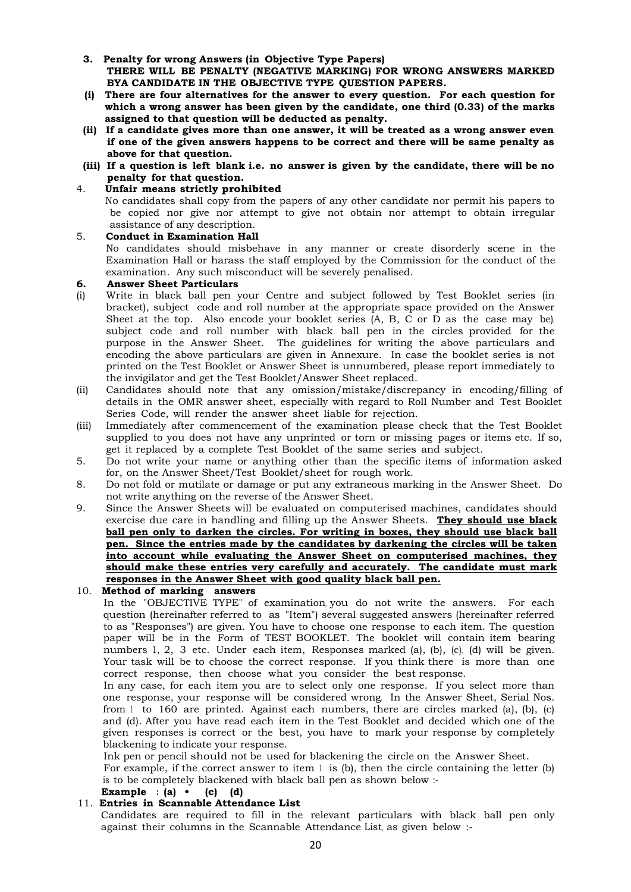**3. Penalty for wrong Answers (in Objective Type Papers)**

**THERE WILL BE PENALTY (NEGATIVE MARKING) FOR WRONG ANSWERS MARKED BYA CANDIDATE IN THE OBJECTIVE TYPE QUESTION PAPERS.**

**(i) There are four alternatives for the answer to every question. For each question for which a wrong answer has been given by the candidate, one third (0.33) of the marks assigned to that question will be deducted as penalty.**

**(ii) If a candidate gives more than one answer, it will be treated as a wrong answer even if one of the given answers happens to be correct and there will be same penalty as above for that question.**

**(iii) If a question is left blank i.e. no answer is given by the candidate, there will be no penalty for that question.**

4. **Unfair means strictly prohibited**

No candidates shall copy from the papers of any other candidate nor permit his papers to be copied nor give nor attempt to give not obtain nor attempt to obtain irregular assistance of any description.

5. **Conduct in Examination Hall**

No candidates should misbehave in any manner or create disorderly scene in the Examination Hall or harass the staff employed by the Commission for the conduct of the examination. Any such misconduct will be severely penalised.

**6. Answer Sheet Particulars**

(i) Write in black ball pen your Centre and subject followed by Test Booklet series (in bracket), subject code and roll number at the appropriate space provided on the Answer Sheet at the top. Also encode your booklet series (A, B, C or D as the case may be), subject code and roll number with black ball pen in the circles provided for the purpose in the Answer Sheet. The guidelines for writing the above particulars and encoding the above particulars are given in Annexure. In case the booklet series is not printed on the Test Booklet or Answer Sheet is unnumbered, please report immediately to the invigilator and get the Test Booklet/Answer Sheet replaced.

(ii) Candidates should note that any omission/mistake/discrepancy in encoding/filling of details in the OMR answer sheet, especially with regard to Roll Number and Test Booklet Series Code, will render the answer sheet liable for rejection.

(iii) Immediately after commencement of the examination please check that the Test Booklet supplied to you does not have any unprinted or torn or missing pages or items etc. If so, get it replaced by a complete Test Booklet of the same series and subject.

5. Do not write your name or anything other than the specific items of information asked for, on the Answer Sheet/Test Booklet/sheet for rough work.

8. Do not fold or mutilate or damage or put any extraneous marking in the Answer Sheet. Do not write anything on the reverse of the Answer Sheet.

9. Since the Answer Sheets will be evaluated on computerised machines, candidates should exercise due care in handling and filling up the Answer Sheets. **<u>They should use black ball pen only to darken the circles. For writing in boxes, they should use black ball pen. Since the entries made by the candidates by darkening the circles will be taken into account while evaluating the Answer Sheet on computerised machines, they should make these entries very carefully and accurately. The candidate must mark responses in the Answer Sheet with good quality black ball pen.</u>**

10. **Method of marking answers**

In the "OBJECTIVE TYPE" of examination, you do not write the answers. For each question (hereinafter referred to as "Item") several suggested answers (hereinafter referred to as "Responses") are given. You have to choose one response to each item. The question paper will be in the Form of TEST BOOKLET. The booklet will contain item bearing numbers 1, 2, 3 etc. Under each item, Responses marked (a), (b), (c), (d) will be given. Your task will be to choose the correct response. If you think there is more than one correct response, then choose what you consider the best response.

In any case, for each item you are to select only one response. If you select more than one response, your response will be considered wrong. In the Answer Sheet, Serial Nos. from 1 to 160 are printed. Against each numbers, there are circles marked (a), (b), (c) and (d). After you have read each item in the Test Booklet and decided which one of the given responses is correct or the best, you have to mark your response by completely blackening to indicate your response.

Ink pen or pencil should not be used for blackening the circle on the Answer Sheet.

For example, if the correct answer to item 1 is (b), then the circle containing the letter (b) is to be completely blackened with black ball pen as shown below :-

**Example : (a) • (c) (d)**

11. **Entries in Scannable Attendance List**

Candidates are required to fill in the relevant particulars with black ball pen only against their columns in the Scannable Attendance List, as given below :-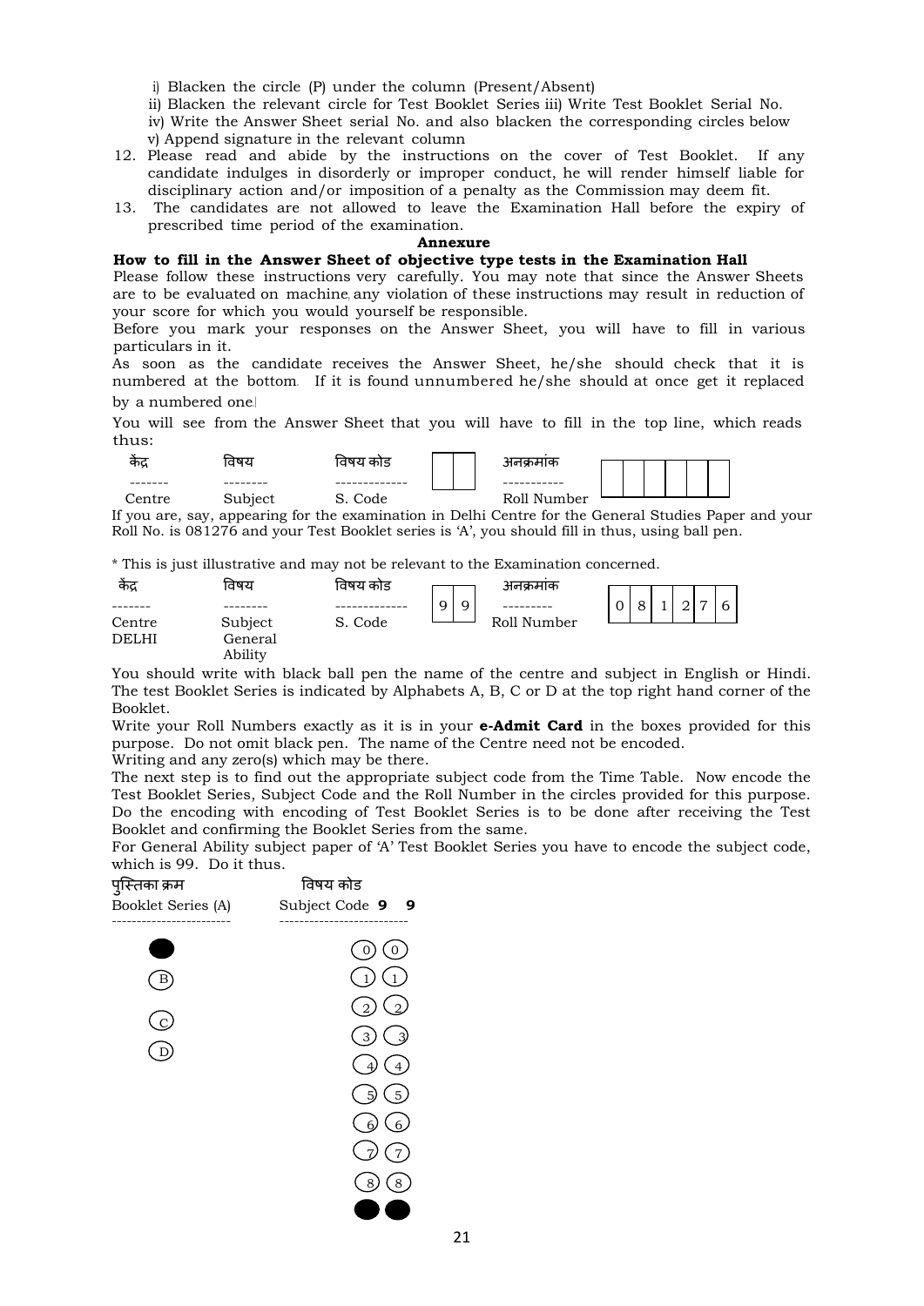i) Blacken the circle (P) under the column (Present/Absent)

ii) Blacken the relevant circle for Test Booklet Series iii) Write Test Booklet Serial No.

iv) Write the Answer Sheet serial No. and also blacken the corresponding circles below

v) Append signature in the relevant column

12. Please read and abide by the instructions on the cover of Test Booklet. If any candidate indulges in disorderly or improper conduct, he will render himself liable for disciplinary action and/or imposition of a penalty as the Commission may deem fit.
13. The candidates are not allowed to leave the Examination Hall before the expiry of prescribed time period of the examination.

**Annexure**

**How to fill in the Answer Sheet of objective type tests in the Examination Hall**

Please follow these instructions very carefully. You may note that since the Answer Sheets are to be evaluated on machine, any violation of these instructions may result in reduction of your score for which you would yourself be responsible.

Before you mark your responses on the Answer Sheet, you will have to fill in various particulars in it.

As soon as the candidate receives the Answer Sheet, he/she should check that it is numbered at the bottom. If it is found unnumbered he/she should at once get it replaced by a numbered one.

You will see from the Answer Sheet that you will have to fill in the top line, which reads thus:

| केंद्र | विषय | विषय कोड | | | अनुक्रमांक | | | | | | |
|---|---|---|---|---|---|---|---|---|---|---|---|
| ------- | -------- | ------------- | | | ----------- | | | | | | |
| Centre | Subject | S. Code | | | Roll Number | | | | | | |

If you are, say, appearing for the examination in Delhi Centre for the General Studies Paper and your Roll No. is 081276 and your Test Booklet series is 'A', you should fill in thus, using ball pen.

\* This is just illustrative and may not be relevant to the Examination concerned.

| केंद्र | विषय | विषय कोड | | | अनुक्रमांक | | | | | | |
|---|---|---|---|---|---|---|---|---|---|---|---|
| ------- | -------- | ------------- | 9 | 9 | --------- | 0 | 8 | 1 | 2 | 7 | 6 |
| Centre | Subject | S. Code | | | Roll Number | | | | | | |
| DELHI | General Ability | | | | | | | | | | |

You should write with black ball pen the name of the centre and subject in English or Hindi. The test Booklet Series is indicated by Alphabets A, B, C or D at the top right hand corner of the Booklet.

Write your Roll Numbers exactly as it is in your **e-Admit Card** in the boxes provided for this purpose. Do not omit black pen. The name of the Centre need not be encoded.

Writing and any zero(s) which may be there.

The next step is to find out the appropriate subject code from the Time Table. Now encode the Test Booklet Series, Subject Code and the Roll Number in the circles provided for this purpose. Do the encoding with encoding of Test Booklet Series is to be done after receiving the Test Booklet and confirming the Booklet Series from the same.

For General Ability subject paper of 'A' Test Booklet Series you have to encode the subject code, which is 99. Do it thus.

| पुस्तिका क्रम | विषय कोड | |
|---|---|---|
| Booklet Series (A) | Subject Code 9 | 9 |
| ● | 0 | 0 |
| B | 1 | 1 |
| C | 2 | 2 |
| D | 3 | 3 |
| | 4 | 4 |
| | 5 | 5 |
| | 6 | 6 |
| | 7 | 7 |
| | 8 | 8 |
| | ● | ● |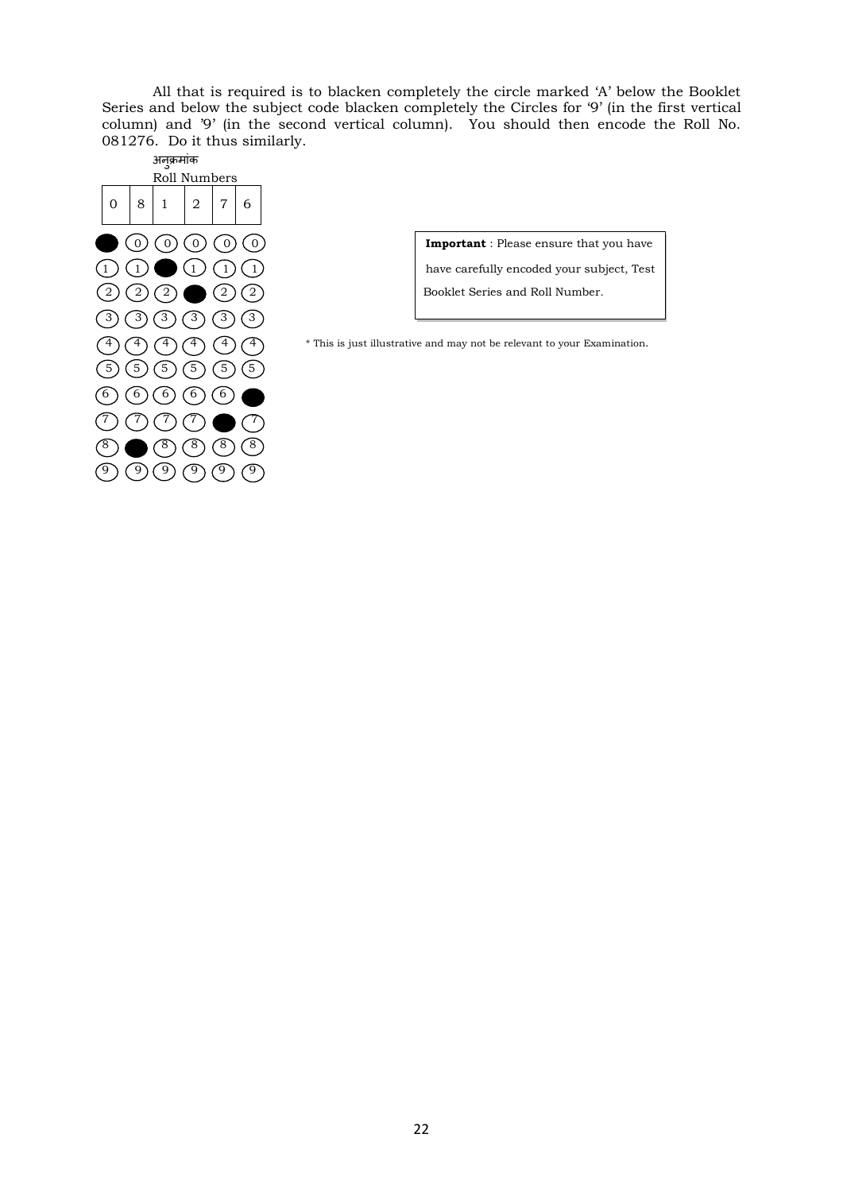All that is required is to blacken completely the circle marked 'A' below the Booklet Series and below the subject code blacken completely the Circles for '9' (in the first vertical column) and '9' (in the second vertical column). You should then encode the Roll No. 081276. Do it thus similarly.

अनुक्रमांक

Roll Numbers

| 0 | 8 | 1 | 2 | 7 | 6 |
|---|---|---|---|---|---|
| ● | 0 | 0 | 0 | 0 | 0 |
| 1 | 1 | ● | 1 | 1 | 1 |
| 2 | 2 | 2 | ● | 2 | 2 |
| 3 | 3 | 3 | 3 | 3 | 3 |
| 4 | 4 | 4 | 4 | 4 | 4 |
| 5 | 5 | 5 | 5 | 5 | 5 |
| 6 | 6 | 6 | 6 | 6 | ● |
| 7 | 7 | 7 | 7 | ● | 7 |
| 8 | ● | 8 | 8 | 8 | 8 |
| 9 | 9 | 9 | 9 | 9 | 9 |

**Important** : Please ensure that you have have carefully encoded your subject, Test Booklet Series and Roll Number.

* This is just illustrative and may not be relevant to your Examination.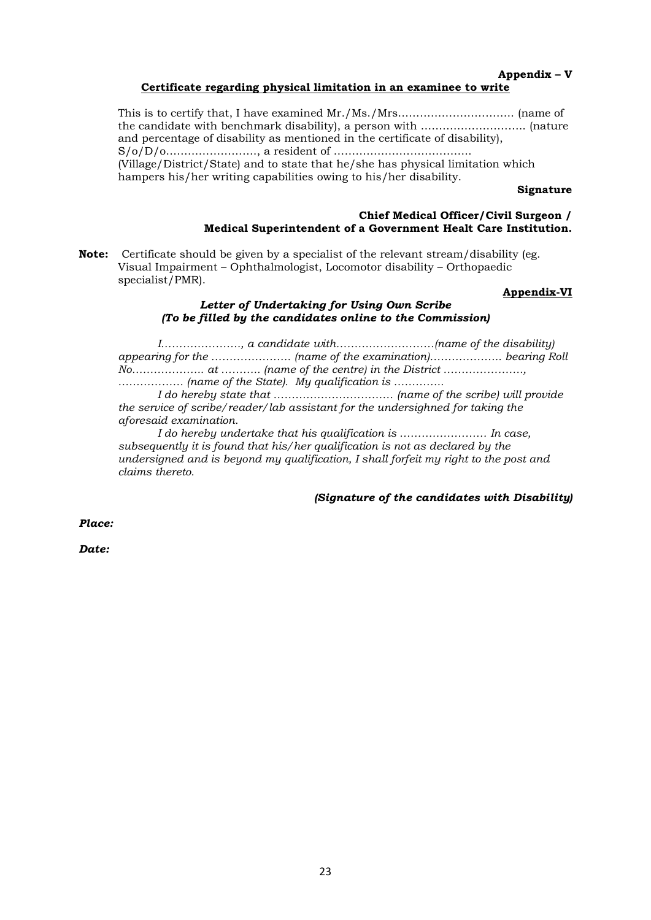**Appendix – V**

**Certificate regarding physical limitation in an examinee to write**

This is to certify that, I have examined Mr./Ms./Mrs.............................. (name of the candidate with benchmark disability), a person with ............................ (nature and percentage of disability as mentioned in the certificate of disability), S/o/D/o........................., a resident of ..................................... (Village/District/State) and to state that he/she has physical limitation which hampers his/her writing capabilities owing to his/her disability.

**Signature**

**Chief Medical Officer/Civil Surgeon / Medical Superintendent of a Government Healt Care Institution.**

**Note:** Certificate should be given by a specialist of the relevant stream/disability (eg. Visual Impairment – Ophthalmologist, Locomotor disability – Orthopaedic specialist/PMR).

**Appendix-VI**

***Letter of Undertaking for Using Own Scribe***
***(To be filled by the candidates online to the Commission)***

*I...................., a candidate with.........................(name of the disability) appearing for the .................... (name of the examination).................. bearing Roll No.................. at .......... (name of the centre) in the District ...................., ................ (name of the State). My qualification is ............*

*I do hereby state that .............................. (name of the scribe) will provide the service of scribe/reader/lab assistant for the undersighned for taking the aforesaid examination.*

*I do hereby undertake that his qualification is ...................... In case, subsequently it is found that his/her qualification is not as declared by the undersigned and is beyond my qualification, I shall forfeit my right to the post and claims thereto.*

***(Signature of the candidates with Disability)***

***Place:***

***Date:***